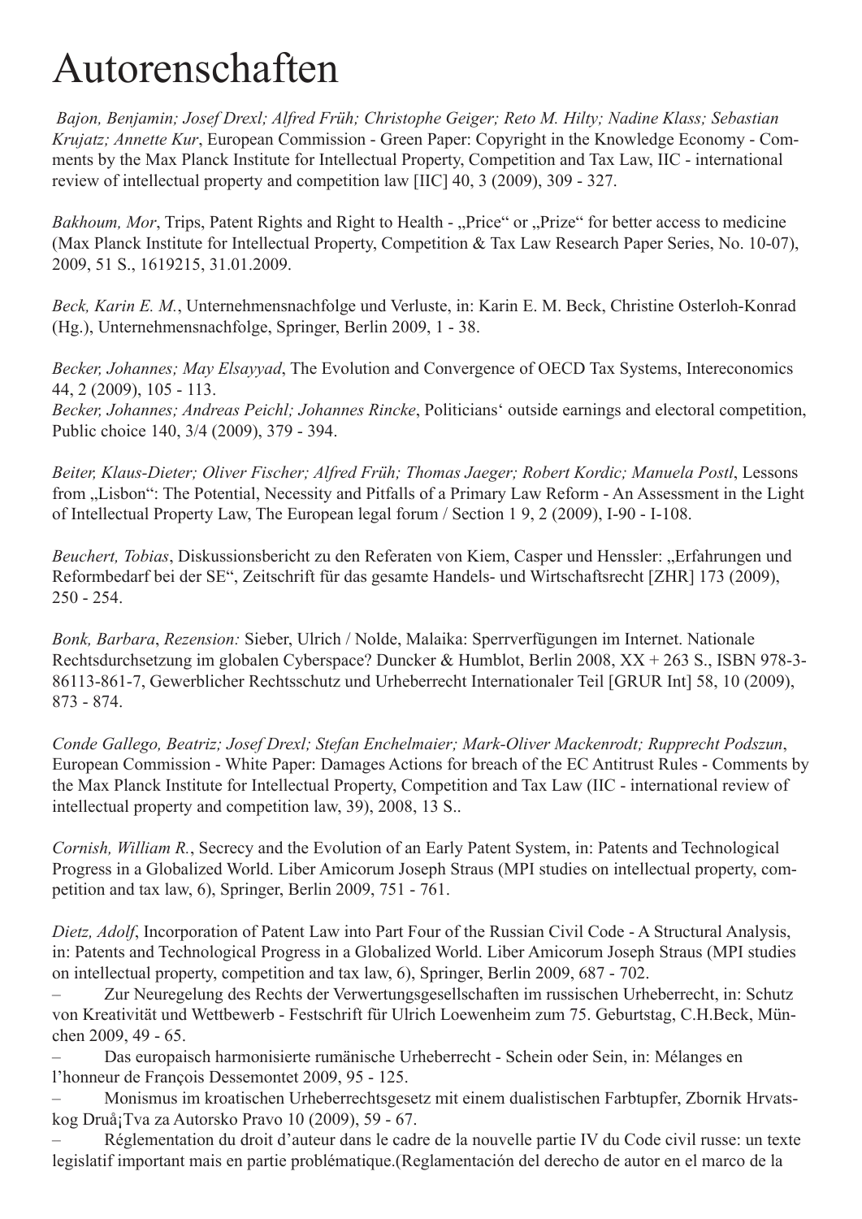# Autorenschaften

*Bajon, Benjamin; Josef Drexl; Alfred Früh; Christophe Geiger; Reto M. Hilty; Nadine Klass; Sebastian Krujatz; Annette Kur*, European Commission - Green Paper: Copyright in the Knowledge Economy - Comments by the Max Planck Institute for Intellectual Property, Competition and Tax Law, IIC - international review of intellectual property and competition law [IIC] 40, 3 (2009), 309 - 327.

*Bakhoum, Mor*, Trips, Patent Rights and Right to Health - „Price" or „Prize" for better access to medicine (Max Planck Institute for Intellectual Property, Competition & Tax Law Research Paper Series, No. 10-07), 2009, 51 S., 1619215, 31.01.2009.

*Beck, Karin E. M.*, Unternehmensnachfolge und Verluste, in: Karin E. M. Beck, Christine Osterloh-Konrad (Hg.), Unternehmensnachfolge, Springer, Berlin 2009, 1 - 38.

*Becker, Johannes; May Elsayyad*, The Evolution and Convergence of OECD Tax Systems, Intereconomics 44, 2 (2009), 105 - 113.
*Becker, Johannes; Andreas Peichl; Johannes Rincke*, Politicians' outside earnings and electoral competition, Public choice 140, 3/4 (2009), 379 - 394.

*Beiter, Klaus-Dieter; Oliver Fischer; Alfred Früh; Thomas Jaeger; Robert Kordic; Manuela Postl*, Lessons from „Lisbon": The Potential, Necessity and Pitfalls of a Primary Law Reform - An Assessment in the Light of Intellectual Property Law, The European legal forum / Section 1 9, 2 (2009), I-90 - I-108.

*Beuchert, Tobias*, Diskussionsbericht zu den Referaten von Kiem, Casper und Henssler: „Erfahrungen und Reformbedarf bei der SE", Zeitschrift für das gesamte Handels- und Wirtschaftsrecht [ZHR] 173 (2009), 250 - 254.

*Bonk, Barbara*, *Rezension:* Sieber, Ulrich / Nolde, Malaika: Sperrverfügungen im Internet. Nationale Rechtsdurchsetzung im globalen Cyberspace? Duncker & Humblot, Berlin 2008, XX + 263 S., ISBN 978-3-86113-861-7, Gewerblicher Rechtsschutz und Urheberrecht Internationaler Teil [GRUR Int] 58, 10 (2009), 873 - 874.

*Conde Gallego, Beatriz; Josef Drexl; Stefan Enchelmaier; Mark-Oliver Mackenrodt; Rupprecht Podszun*, European Commission - White Paper: Damages Actions for breach of the EC Antitrust Rules - Comments by the Max Planck Institute for Intellectual Property, Competition and Tax Law (IIC - international review of intellectual property and competition law, 39), 2008, 13 S..

*Cornish, William R.*, Secrecy and the Evolution of an Early Patent System, in: Patents and Technological Progress in a Globalized World. Liber Amicorum Joseph Straus (MPI studies on intellectual property, competition and tax law, 6), Springer, Berlin 2009, 751 - 761.

*Dietz, Adolf*, Incorporation of Patent Law into Part Four of the Russian Civil Code - A Structural Analysis, in: Patents and Technological Progress in a Globalized World. Liber Amicorum Joseph Straus (MPI studies on intellectual property, competition and tax law, 6), Springer, Berlin 2009, 687 - 702.

– Zur Neuregelung des Rechts der Verwertungsgesellschaften im russischen Urheberrecht, in: Schutz von Kreativität und Wettbewerb - Festschrift für Ulrich Loewenheim zum 75. Geburtstag, C.H.Beck, München 2009, 49 - 65.

– Das europaisch harmonisierte rumänische Urheberrecht - Schein oder Sein, in: Mélanges en l'honneur de François Dessemontet 2009, 95 - 125.

– Monismus im kroatischen Urheberrechtsgesetz mit einem dualistischen Farbtupfer, Zbornik Hrvatskog Druå¡Tva za Autorsko Pravo 10 (2009), 59 - 67.

– Réglementation du droit d'auteur dans le cadre de la nouvelle partie IV du Code civil russe: un texte legislatif important mais en partie problématique.(Reglamentación del derecho de autor en el marco de la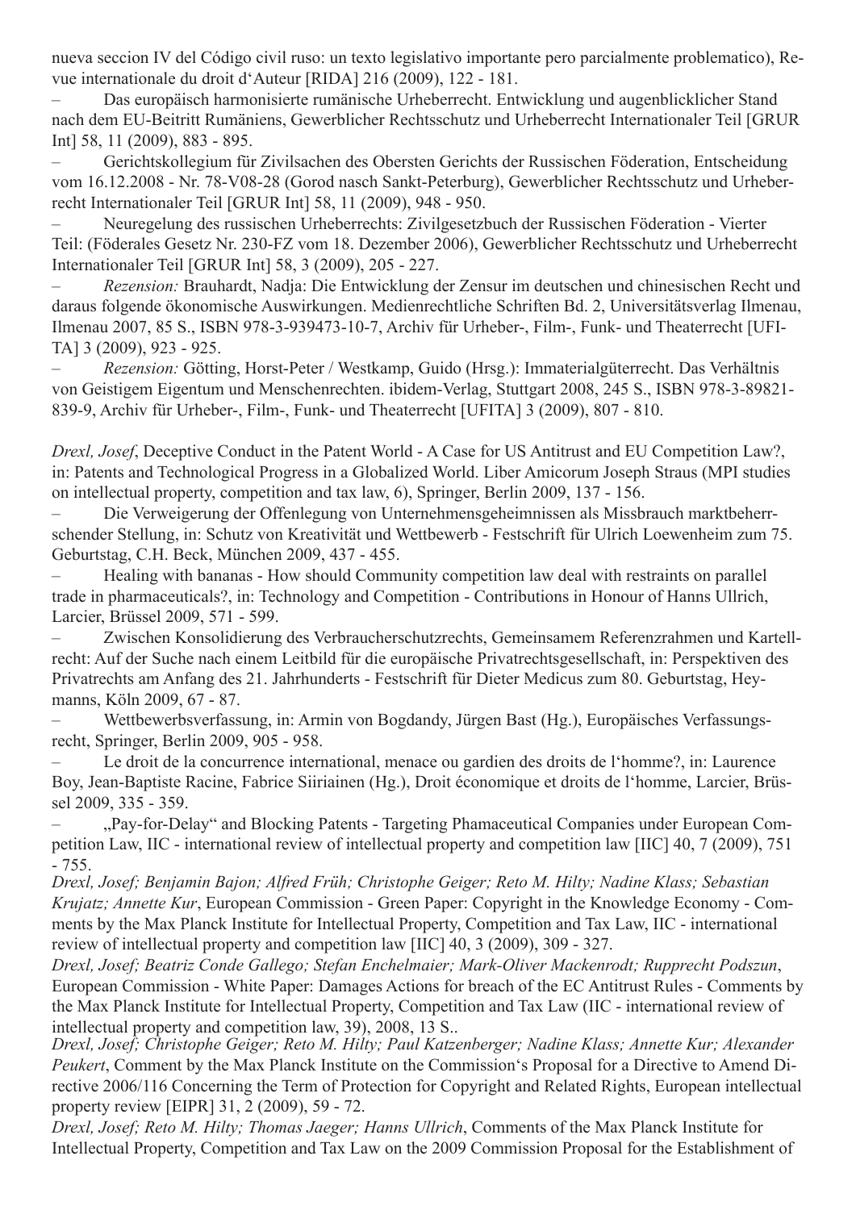nueva seccion IV del Código civil ruso: un texto legislativo importante pero parcialmente problematico), Revue internationale du droit d'Auteur [RIDA] 216 (2009), 122 - 181.

– Das europäisch harmonisierte rumänische Urheberrecht. Entwicklung und augenblicklicher Stand nach dem EU-Beitritt Rumäniens, Gewerblicher Rechtsschutz und Urheberrecht Internationaler Teil [GRUR Int] 58, 11 (2009), 883 - 895.

– Gerichtskollegium für Zivilsachen des Obersten Gerichts der Russischen Föderation, Entscheidung vom 16.12.2008 - Nr. 78-V08-28 (Gorod nasch Sankt-Peterburg), Gewerblicher Rechtsschutz und Urheberrecht Internationaler Teil [GRUR Int] 58, 11 (2009), 948 - 950.

– Neuregelung des russischen Urheberrechts: Zivilgesetzbuch der Russischen Föderation - Vierter Teil: (Föderales Gesetz Nr. 230-FZ vom 18. Dezember 2006), Gewerblicher Rechtsschutz und Urheberrecht Internationaler Teil [GRUR Int] 58, 3 (2009), 205 - 227.

– *Rezension:* Brauhardt, Nadja: Die Entwicklung der Zensur im deutschen und chinesischen Recht und daraus folgende ökonomische Auswirkungen. Medienrechtliche Schriften Bd. 2, Universitätsverlag Ilmenau, Ilmenau 2007, 85 S., ISBN 978-3-939473-10-7, Archiv für Urheber-, Film-, Funk- und Theaterrecht [UFITA] 3 (2009), 923 - 925.

– *Rezension:* Götting, Horst-Peter / Westkamp, Guido (Hrsg.): Immaterialgüterrecht. Das Verhältnis von Geistigem Eigentum und Menschenrechten. ibidem-Verlag, Stuttgart 2008, 245 S., ISBN 978-3-89821-839-9, Archiv für Urheber-, Film-, Funk- und Theaterrecht [UFITA] 3 (2009), 807 - 810.

*Drexl, Josef*, Deceptive Conduct in the Patent World - A Case for US Antitrust and EU Competition Law?, in: Patents and Technological Progress in a Globalized World. Liber Amicorum Joseph Straus (MPI studies on intellectual property, competition and tax law, 6), Springer, Berlin 2009, 137 - 156.

– Die Verweigerung der Offenlegung von Unternehmensgeheimnissen als Missbrauch marktbeherrschender Stellung, in: Schutz von Kreativität und Wettbewerb - Festschrift für Ulrich Loewenheim zum 75. Geburtstag, C.H. Beck, München 2009, 437 - 455.

– Healing with bananas - How should Community competition law deal with restraints on parallel trade in pharmaceuticals?, in: Technology and Competition - Contributions in Honour of Hanns Ullrich, Larcier, Brüssel 2009, 571 - 599.

– Zwischen Konsolidierung des Verbraucherschutzrechts, Gemeinsamem Referenzrahmen und Kartellrecht: Auf der Suche nach einem Leitbild für die europäische Privatrechtsgesellschaft, in: Perspektiven des Privatrechts am Anfang des 21. Jahrhunderts - Festschrift für Dieter Medicus zum 80. Geburtstag, Heymanns, Köln 2009, 67 - 87.

– Wettbewerbsverfassung, in: Armin von Bogdandy, Jürgen Bast (Hg.), Europäisches Verfassungsrecht, Springer, Berlin 2009, 905 - 958.

– Le droit de la concurrence international, menace ou gardien des droits de l'homme?, in: Laurence Boy, Jean-Baptiste Racine, Fabrice Siiriainen (Hg.), Droit économique et droits de l'homme, Larcier, Brüssel 2009, 335 - 359.

– „Pay-for-Delay" and Blocking Patents - Targeting Phamaceutical Companies under European Competition Law, IIC - international review of intellectual property and competition law [IIC] 40, 7 (2009), 751 - 755.

*Drexl, Josef; Benjamin Bajon; Alfred Früh; Christophe Geiger; Reto M. Hilty; Nadine Klass; Sebastian Krujatz; Annette Kur*, European Commission - Green Paper: Copyright in the Knowledge Economy - Comments by the Max Planck Institute for Intellectual Property, Competition and Tax Law, IIC - international review of intellectual property and competition law [IIC] 40, 3 (2009), 309 - 327.

*Drexl, Josef; Beatriz Conde Gallego; Stefan Enchelmaier; Mark-Oliver Mackenrodt; Rupprecht Podszun*, European Commission - White Paper: Damages Actions for breach of the EC Antitrust Rules - Comments by the Max Planck Institute for Intellectual Property, Competition and Tax Law (IIC - international review of intellectual property and competition law, 39), 2008, 13 S..

*Drexl, Josef; Christophe Geiger; Reto M. Hilty; Paul Katzenberger; Nadine Klass; Annette Kur; Alexander Peukert*, Comment by the Max Planck Institute on the Commission's Proposal for a Directive to Amend Directive 2006/116 Concerning the Term of Protection for Copyright and Related Rights, European intellectual property review [EIPR] 31, 2 (2009), 59 - 72.

*Drexl, Josef; Reto M. Hilty; Thomas Jaeger; Hanns Ullrich*, Comments of the Max Planck Institute for Intellectual Property, Competition and Tax Law on the 2009 Commission Proposal for the Establishment of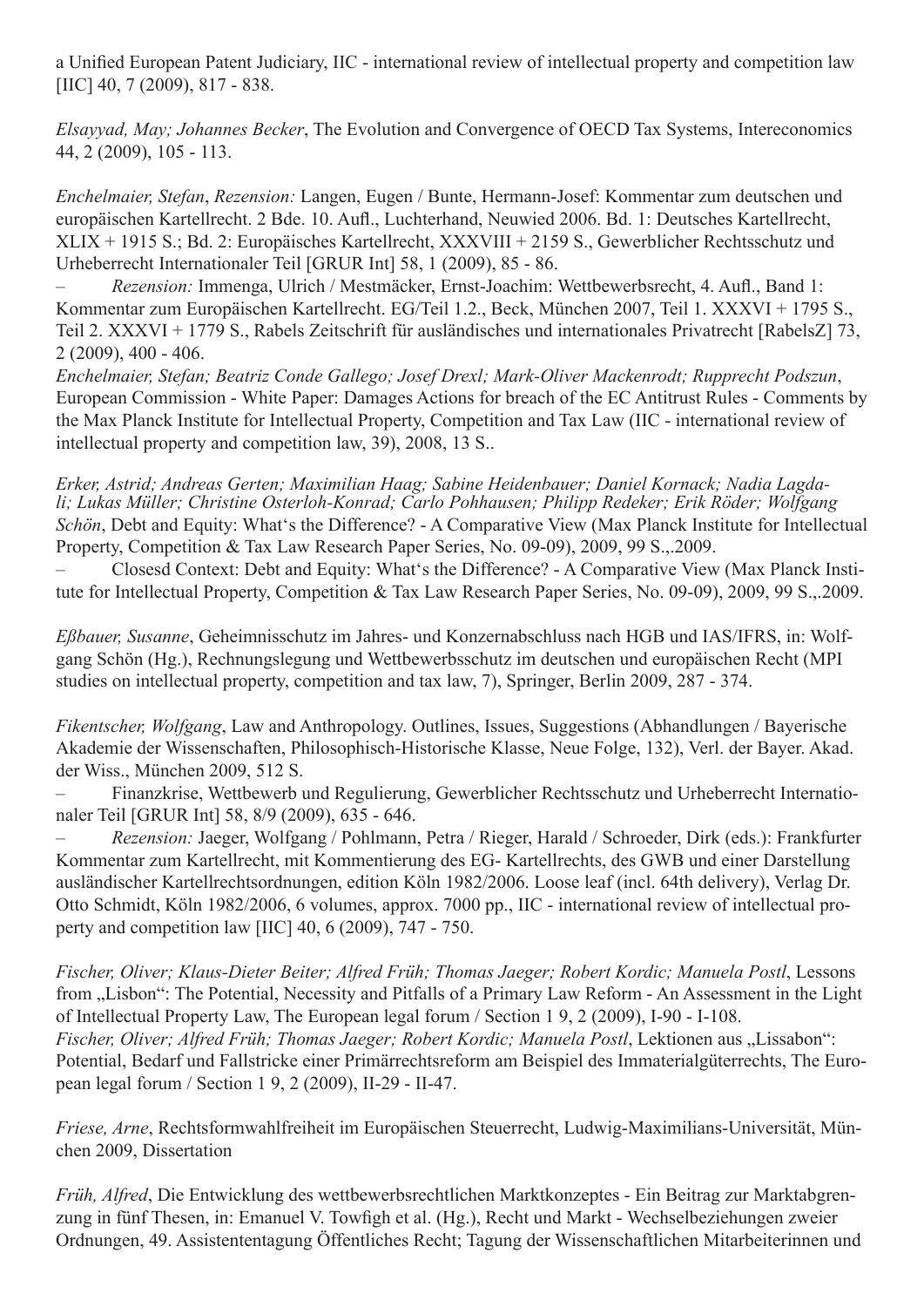a Unified European Patent Judiciary, IIC - international review of intellectual property and competition law [IIC] 40, 7 (2009), 817 - 838.

*Elsayyad, May; Johannes Becker*, The Evolution and Convergence of OECD Tax Systems, Intereconomics 44, 2 (2009), 105 - 113.

*Enchelmaier, Stefan*, *Rezension:* Langen, Eugen / Bunte, Hermann-Josef: Kommentar zum deutschen und europäischen Kartellrecht. 2 Bde. 10. Aufl., Luchterhand, Neuwied 2006. Bd. 1: Deutsches Kartellrecht, XLIX + 1915 S.; Bd. 2: Europäisches Kartellrecht, XXXVIII + 2159 S., Gewerblicher Rechtsschutz und Urheberrecht Internationaler Teil [GRUR Int] 58, 1 (2009), 85 - 86.

– *Rezension:* Immenga, Ulrich / Mestmäcker, Ernst-Joachim: Wettbewerbsrecht, 4. Aufl., Band 1: Kommentar zum Europäischen Kartellrecht. EG/Teil 1.2., Beck, München 2007, Teil 1. XXXVI + 1795 S., Teil 2. XXXVI + 1779 S., Rabels Zeitschrift für ausländisches und internationales Privatrecht [RabelsZ] 73, 2 (2009), 400 - 406.

*Enchelmaier, Stefan; Beatriz Conde Gallego; Josef Drexl; Mark-Oliver Mackenrodt; Rupprecht Podszun*, European Commission - White Paper: Damages Actions for breach of the EC Antitrust Rules - Comments by the Max Planck Institute for Intellectual Property, Competition and Tax Law (IIC - international review of intellectual property and competition law, 39), 2008, 13 S..

*Erker, Astrid; Andreas Gerten; Maximilian Haag; Sabine Heidenbauer; Daniel Kornack; Nadia Lagdali; Lukas Müller; Christine Osterloh-Konrad; Carlo Pohhausen; Philipp Redeker; Erik Röder; Wolfgang Schön*, Debt and Equity: What's the Difference? - A Comparative View (Max Planck Institute for Intellectual Property, Competition & Tax Law Research Paper Series, No. 09-09), 2009, 99 S.,.2009.

– Closesd Context: Debt and Equity: What's the Difference? - A Comparative View (Max Planck Institute for Intellectual Property, Competition & Tax Law Research Paper Series, No. 09-09), 2009, 99 S.,.2009.

*Eßbauer, Susanne*, Geheimnisschutz im Jahres- und Konzernabschluss nach HGB und IAS/IFRS, in: Wolfgang Schön (Hg.), Rechnungslegung und Wettbewerbsschutz im deutschen und europäischen Recht (MPI studies on intellectual property, competition and tax law, 7), Springer, Berlin 2009, 287 - 374.

*Fikentscher, Wolfgang*, Law and Anthropology. Outlines, Issues, Suggestions (Abhandlungen / Bayerische Akademie der Wissenschaften, Philosophisch-Historische Klasse, Neue Folge, 132), Verl. der Bayer. Akad. der Wiss., München 2009, 512 S.

– Finanzkrise, Wettbewerb und Regulierung, Gewerblicher Rechtsschutz und Urheberrecht Internationaler Teil [GRUR Int] 58, 8/9 (2009), 635 - 646.

– *Rezension:* Jaeger, Wolfgang / Pohlmann, Petra / Rieger, Harald / Schroeder, Dirk (eds.): Frankfurter Kommentar zum Kartellrecht, mit Kommentierung des EG- Kartellrechts, des GWB und einer Darstellung ausländischer Kartellrechtsordnungen, edition Köln 1982/2006. Loose leaf (incl. 64th delivery), Verlag Dr. Otto Schmidt, Köln 1982/2006, 6 volumes, approx. 7000 pp., IIC - international review of intellectual property and competition law [IIC] 40, 6 (2009), 747 - 750.

*Fischer, Oliver; Klaus-Dieter Beiter; Alfred Früh; Thomas Jaeger; Robert Kordic; Manuela Postl*, Lessons from „Lisbon": The Potential, Necessity and Pitfalls of a Primary Law Reform - An Assessment in the Light of Intellectual Property Law, The European legal forum / Section 1 9, 2 (2009), I-90 - I-108.
*Fischer, Oliver; Alfred Früh; Thomas Jaeger; Robert Kordic; Manuela Postl*, Lektionen aus „Lissabon": Potential, Bedarf und Fallstricke einer Primärrechtsreform am Beispiel des Immaterialgüterrechts, The European legal forum / Section 1 9, 2 (2009), II-29 - II-47.

*Friese, Arne*, Rechtsformwahlfreiheit im Europäischen Steuerrecht, Ludwig-Maximilians-Universität, München 2009, Dissertation

*Früh, Alfred*, Die Entwicklung des wettbewerbsrechtlichen Marktkonzeptes - Ein Beitrag zur Marktabgrenzung in fünf Thesen, in: Emanuel V. Towfigh et al. (Hg.), Recht und Markt - Wechselbeziehungen zweier Ordnungen, 49. Assistententagung Öffentliches Recht; Tagung der Wissenschaftlichen Mitarbeiterinnen und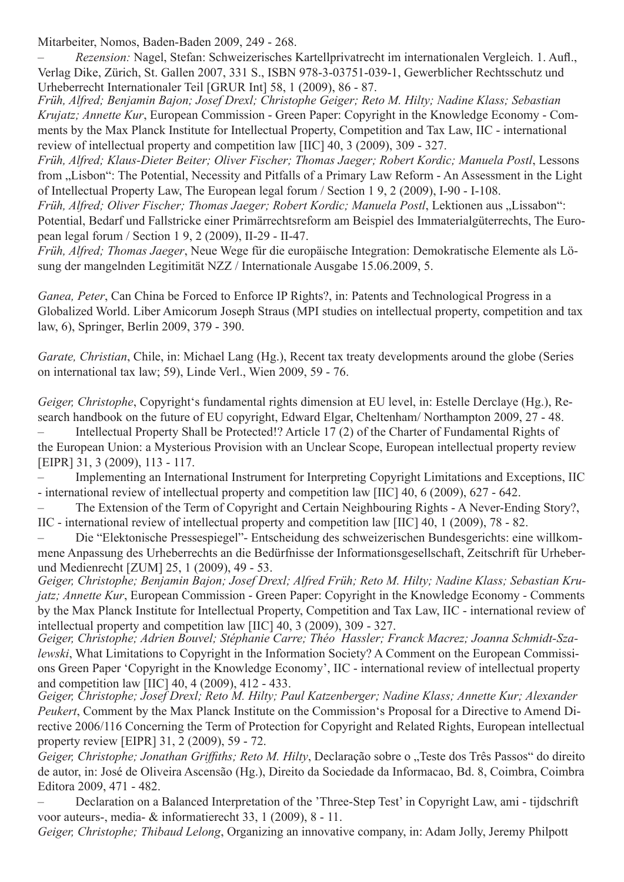Mitarbeiter, Nomos, Baden-Baden 2009, 249 - 268.

– *Rezension:* Nagel, Stefan: Schweizerisches Kartellprivatrecht im internationalen Vergleich. 1. Aufl., Verlag Dike, Zürich, St. Gallen 2007, 331 S., ISBN 978-3-03751-039-1, Gewerblicher Rechtsschutz und Urheberrecht Internationaler Teil [GRUR Int] 58, 1 (2009), 86 - 87.

*Früh, Alfred; Benjamin Bajon; Josef Drexl; Christophe Geiger; Reto M. Hilty; Nadine Klass; Sebastian Krujatz; Annette Kur*, European Commission - Green Paper: Copyright in the Knowledge Economy - Comments by the Max Planck Institute for Intellectual Property, Competition and Tax Law, IIC - international review of intellectual property and competition law [IIC] 40, 3 (2009), 309 - 327.

*Früh, Alfred; Klaus-Dieter Beiter; Oliver Fischer; Thomas Jaeger; Robert Kordic; Manuela Postl*, Lessons from „Lisbon": The Potential, Necessity and Pitfalls of a Primary Law Reform - An Assessment in the Light of Intellectual Property Law, The European legal forum / Section 1 9, 2 (2009), I-90 - I-108.

*Früh, Alfred; Oliver Fischer; Thomas Jaeger; Robert Kordic; Manuela Postl*, Lektionen aus „Lissabon": Potential, Bedarf und Fallstricke einer Primärrechtsreform am Beispiel des Immaterialgüterrechts, The European legal forum / Section 1 9, 2 (2009), II-29 - II-47.

*Früh, Alfred; Thomas Jaeger*, Neue Wege für die europäische Integration: Demokratische Elemente als Lösung der mangelnden Legitimität NZZ / Internationale Ausgabe 15.06.2009, 5.

*Ganea, Peter*, Can China be Forced to Enforce IP Rights?, in: Patents and Technological Progress in a Globalized World. Liber Amicorum Joseph Straus (MPI studies on intellectual property, competition and tax law, 6), Springer, Berlin 2009, 379 - 390.

*Garate, Christian*, Chile, in: Michael Lang (Hg.), Recent tax treaty developments around the globe (Series on international tax law; 59), Linde Verl., Wien 2009, 59 - 76.

*Geiger, Christophe*, Copyright's fundamental rights dimension at EU level, in: Estelle Derclaye (Hg.), Research handbook on the future of EU copyright, Edward Elgar, Cheltenham/ Northampton 2009, 27 - 48.

– Intellectual Property Shall be Protected!? Article 17 (2) of the Charter of Fundamental Rights of the European Union: a Mysterious Provision with an Unclear Scope, European intellectual property review [EIPR] 31, 3 (2009), 113 - 117.

– Implementing an International Instrument for Interpreting Copyright Limitations and Exceptions, IIC - international review of intellectual property and competition law [IIC] 40, 6 (2009), 627 - 642.

– The Extension of the Term of Copyright and Certain Neighbouring Rights - A Never-Ending Story?, IIC - international review of intellectual property and competition law [IIC] 40, 1 (2009), 78 - 82.

– Die "Elektonische Pressespiegel"- Entscheidung des schweizerischen Bundesgerichts: eine willkommene Anpassung des Urheberrechts an die Bedürfnisse der Informationsgesellschaft, Zeitschrift für Urheber- und Medienrecht [ZUM] 25, 1 (2009), 49 - 53.

*Geiger, Christophe; Benjamin Bajon; Josef Drexl; Alfred Früh; Reto M. Hilty; Nadine Klass; Sebastian Krujatz; Annette Kur*, European Commission - Green Paper: Copyright in the Knowledge Economy - Comments by the Max Planck Institute for Intellectual Property, Competition and Tax Law, IIC - international review of intellectual property and competition law [IIC] 40, 3 (2009), 309 - 327.

*Geiger, Christophe; Adrien Bouvel; Stéphanie Carre; Théo Hassler; Franck Macrez; Joanna Schmidt-Szalewski*, What Limitations to Copyright in the Information Society? A Comment on the European Commissions Green Paper 'Copyright in the Knowledge Economy', IIC - international review of intellectual property and competition law [IIC] 40, 4 (2009), 412 - 433.

*Geiger, Christophe; Josef Drexl; Reto M. Hilty; Paul Katzenberger; Nadine Klass; Annette Kur; Alexander Peukert*, Comment by the Max Planck Institute on the Commission's Proposal for a Directive to Amend Directive 2006/116 Concerning the Term of Protection for Copyright and Related Rights, European intellectual property review [EIPR] 31, 2 (2009), 59 - 72.

*Geiger, Christophe; Jonathan Griffiths; Reto M. Hilty*, Declaração sobre o „Teste dos Três Passos" do direito de autor, in: José de Oliveira Ascensão (Hg.), Direito da Sociedade da Informacao, Bd. 8, Coimbra, Coimbra Editora 2009, 471 - 482.

– Declaration on a Balanced Interpretation of the 'Three-Step Test' in Copyright Law, ami - tijdschrift voor auteurs-, media- & informatierecht 33, 1 (2009), 8 - 11.

*Geiger, Christophe; Thibaud Lelong*, Organizing an innovative company, in: Adam Jolly, Jeremy Philpott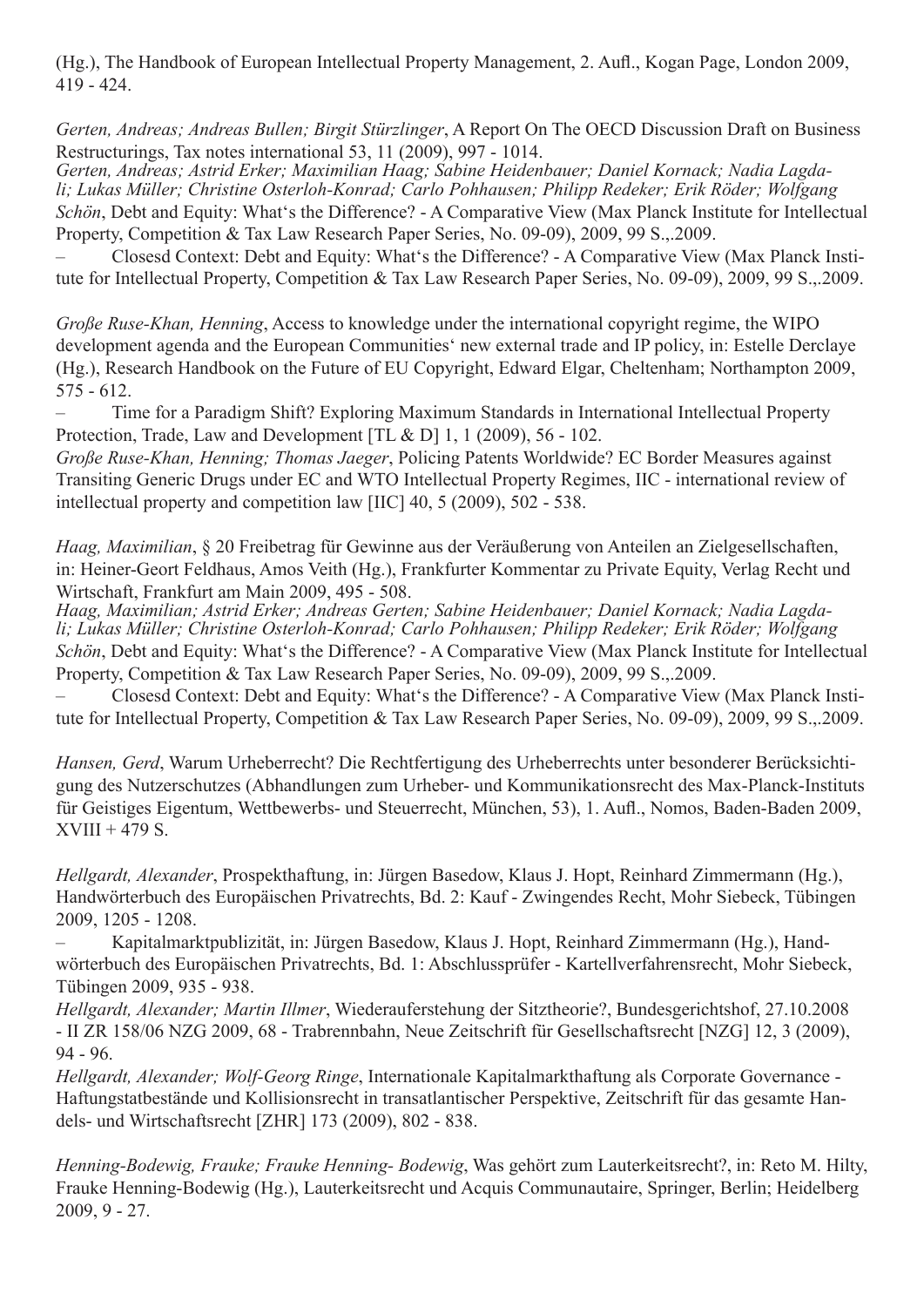(Hg.), The Handbook of European Intellectual Property Management, 2. Aufl., Kogan Page, London 2009, 419 - 424.

*Gerten, Andreas; Andreas Bullen; Birgit Stürzlinger*, A Report On The OECD Discussion Draft on Business Restructurings, Tax notes international 53, 11 (2009), 997 - 1014.
*Gerten, Andreas; Astrid Erker; Maximilian Haag; Sabine Heidenbauer; Daniel Kornack; Nadia Lagdali; Lukas Müller; Christine Osterloh-Konrad; Carlo Pohhausen; Philipp Redeker; Erik Röder; Wolfgang Schön*, Debt and Equity: What's the Difference? - A Comparative View (Max Planck Institute for Intellectual Property, Competition & Tax Law Research Paper Series, No. 09-09), 2009, 99 S.,.2009.
– Closesd Context: Debt and Equity: What's the Difference? - A Comparative View (Max Planck Institute for Intellectual Property, Competition & Tax Law Research Paper Series, No. 09-09), 2009, 99 S.,.2009.

*Große Ruse-Khan, Henning*, Access to knowledge under the international copyright regime, the WIPO development agenda and the European Communities' new external trade and IP policy, in: Estelle Derclaye (Hg.), Research Handbook on the Future of EU Copyright, Edward Elgar, Cheltenham; Northampton 2009, 575 - 612.
– Time for a Paradigm Shift? Exploring Maximum Standards in International Intellectual Property Protection, Trade, Law and Development [TL & D] 1, 1 (2009), 56 - 102.
*Große Ruse-Khan, Henning; Thomas Jaeger*, Policing Patents Worldwide? EC Border Measures against Transiting Generic Drugs under EC and WTO Intellectual Property Regimes, IIC - international review of intellectual property and competition law [IIC] 40, 5 (2009), 502 - 538.

*Haag, Maximilian*, § 20 Freibetrag für Gewinne aus der Veräußerung von Anteilen an Zielgesellschaften, in: Heiner-Geort Feldhaus, Amos Veith (Hg.), Frankfurter Kommentar zu Private Equity, Verlag Recht und Wirtschaft, Frankfurt am Main 2009, 495 - 508.
*Haag, Maximilian; Astrid Erker; Andreas Gerten; Sabine Heidenbauer; Daniel Kornack; Nadia Lagdali; Lukas Müller; Christine Osterloh-Konrad; Carlo Pohhausen; Philipp Redeker; Erik Röder; Wolfgang Schön*, Debt and Equity: What's the Difference? - A Comparative View (Max Planck Institute for Intellectual Property, Competition & Tax Law Research Paper Series, No. 09-09), 2009, 99 S.,.2009.
– Closesd Context: Debt and Equity: What's the Difference? - A Comparative View (Max Planck Institute for Intellectual Property, Competition & Tax Law Research Paper Series, No. 09-09), 2009, 99 S.,.2009.

*Hansen, Gerd*, Warum Urheberrecht? Die Rechtfertigung des Urheberrechts unter besonderer Berücksichtigung des Nutzerschutzes (Abhandlungen zum Urheber- und Kommunikationsrecht des Max-Planck-Instituts für Geistiges Eigentum, Wettbewerbs- und Steuerrecht, München, 53), 1. Aufl., Nomos, Baden-Baden 2009, XVIII + 479 S.

*Hellgardt, Alexander*, Prospekthaftung, in: Jürgen Basedow, Klaus J. Hopt, Reinhard Zimmermann (Hg.), Handwörterbuch des Europäischen Privatrechts, Bd. 2: Kauf - Zwingendes Recht, Mohr Siebeck, Tübingen 2009, 1205 - 1208.
– Kapitalmarktpublizität, in: Jürgen Basedow, Klaus J. Hopt, Reinhard Zimmermann (Hg.), Handwörterbuch des Europäischen Privatrechts, Bd. 1: Abschlussprüfer - Kartellverfahrensrecht, Mohr Siebeck, Tübingen 2009, 935 - 938.
*Hellgardt, Alexander; Martin Illmer*, Wiederauferstehung der Sitztheorie?, Bundesgerichtshof, 27.10.2008 - II ZR 158/06 NZG 2009, 68 - Trabrennbahn, Neue Zeitschrift für Gesellschaftsrecht [NZG] 12, 3 (2009), 94 - 96.
*Hellgardt, Alexander; Wolf-Georg Ringe*, Internationale Kapitalmarkthaftung als Corporate Governance - Haftungstatbestände und Kollisionsrecht in transatlantischer Perspektive, Zeitschrift für das gesamte Handels- und Wirtschaftsrecht [ZHR] 173 (2009), 802 - 838.

*Henning-Bodewig, Frauke; Frauke Henning- Bodewig*, Was gehört zum Lauterkeitsrecht?, in: Reto M. Hilty, Frauke Henning-Bodewig (Hg.), Lauterkeitsrecht und Acquis Communautaire, Springer, Berlin; Heidelberg 2009, 9 - 27.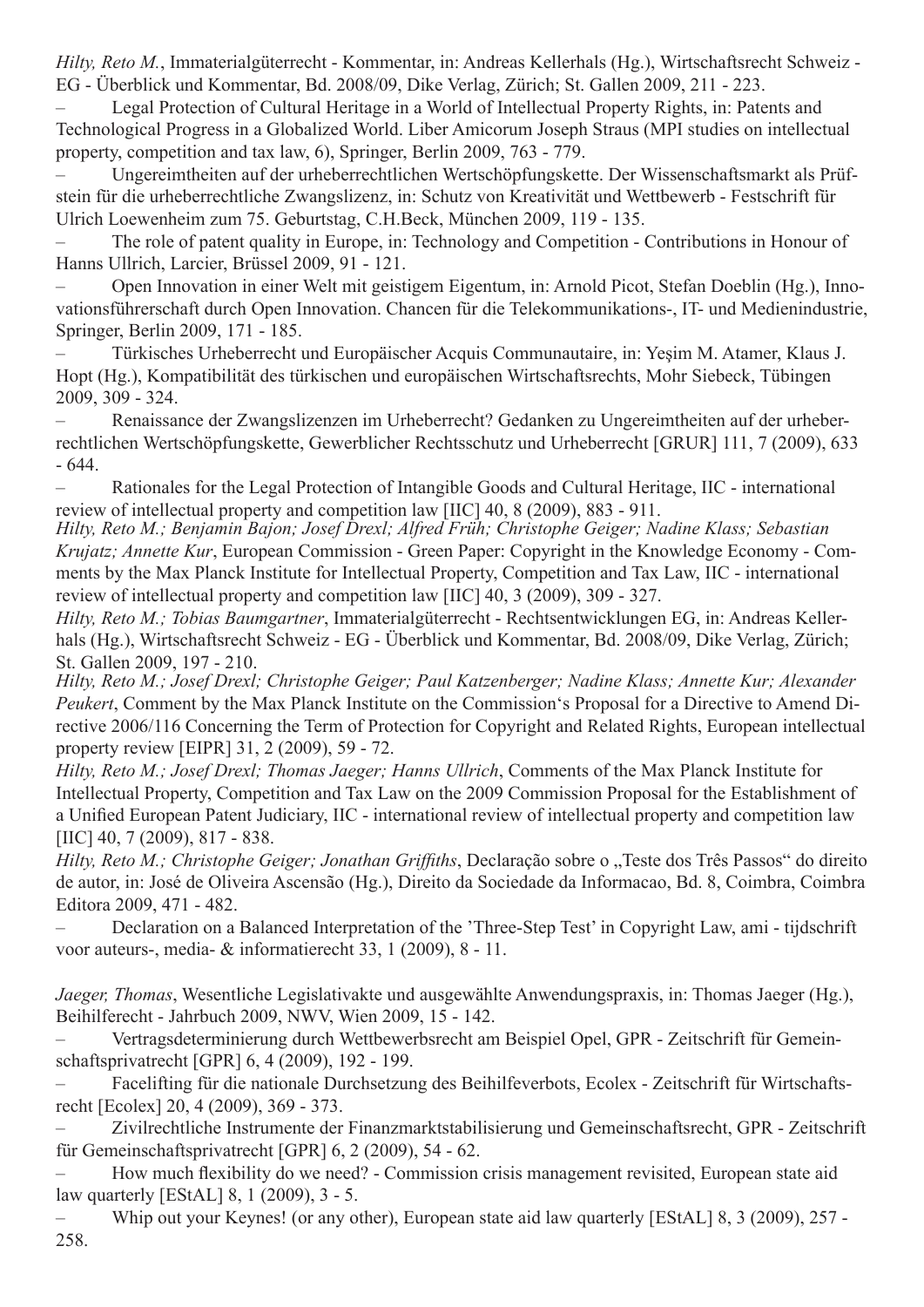*Hilty, Reto M.*, Immaterialgüterrecht - Kommentar, in: Andreas Kellerhals (Hg.), Wirtschaftsrecht Schweiz - EG - Überblick und Kommentar, Bd. 2008/09, Dike Verlag, Zürich; St. Gallen 2009, 211 - 223.

– Legal Protection of Cultural Heritage in a World of Intellectual Property Rights, in: Patents and Technological Progress in a Globalized World. Liber Amicorum Joseph Straus (MPI studies on intellectual property, competition and tax law, 6), Springer, Berlin 2009, 763 - 779.

– Ungereimtheiten auf der urheberrechtlichen Wertschöpfungskette. Der Wissenschaftsmarkt als Prüfstein für die urheberrechtliche Zwangslizenz, in: Schutz von Kreativität und Wettbewerb - Festschrift für Ulrich Loewenheim zum 75. Geburtstag, C.H.Beck, München 2009, 119 - 135.

– The role of patent quality in Europe, in: Technology and Competition - Contributions in Honour of Hanns Ullrich, Larcier, Brüssel 2009, 91 - 121.

– Open Innovation in einer Welt mit geistigem Eigentum, in: Arnold Picot, Stefan Doeblin (Hg.), Innovationsführerschaft durch Open Innovation. Chancen für die Telekommunikations-, IT- und Medienindustrie, Springer, Berlin 2009, 171 - 185.

– Türkisches Urheberrecht und Europäischer Acquis Communautaire, in: Yeşim M. Atamer, Klaus J. Hopt (Hg.), Kompatibilität des türkischen und europäischen Wirtschaftsrechts, Mohr Siebeck, Tübingen 2009, 309 - 324.

– Renaissance der Zwangslizenzen im Urheberrecht? Gedanken zu Ungereimtheiten auf der urheberrechtlichen Wertschöpfungskette, Gewerblicher Rechtsschutz und Urheberrecht [GRUR] 111, 7 (2009), 633 - 644.

– Rationales for the Legal Protection of Intangible Goods and Cultural Heritage, IIC - international review of intellectual property and competition law [IIC] 40, 8 (2009), 883 - 911.

*Hilty, Reto M.; Benjamin Bajon; Josef Drexl; Alfred Früh; Christophe Geiger; Nadine Klass; Sebastian Krujatz; Annette Kur*, European Commission - Green Paper: Copyright in the Knowledge Economy - Comments by the Max Planck Institute for Intellectual Property, Competition and Tax Law, IIC - international review of intellectual property and competition law [IIC] 40, 3 (2009), 309 - 327.

*Hilty, Reto M.; Tobias Baumgartner*, Immaterialgüterrecht - Rechtsentwicklungen EG, in: Andreas Kellerhals (Hg.), Wirtschaftsrecht Schweiz - EG - Überblick und Kommentar, Bd. 2008/09, Dike Verlag, Zürich; St. Gallen 2009, 197 - 210.

*Hilty, Reto M.; Josef Drexl; Christophe Geiger; Paul Katzenberger; Nadine Klass; Annette Kur; Alexander Peukert*, Comment by the Max Planck Institute on the Commission's Proposal for a Directive to Amend Directive 2006/116 Concerning the Term of Protection for Copyright and Related Rights, European intellectual property review [EIPR] 31, 2 (2009), 59 - 72.

*Hilty, Reto M.; Josef Drexl; Thomas Jaeger; Hanns Ullrich*, Comments of the Max Planck Institute for Intellectual Property, Competition and Tax Law on the 2009 Commission Proposal for the Establishment of a Unified European Patent Judiciary, IIC - international review of intellectual property and competition law [IIC] 40, 7 (2009), 817 - 838.

*Hilty, Reto M.; Christophe Geiger; Jonathan Griffiths*, Declaração sobre o „Teste dos Três Passos" do direito de autor, in: José de Oliveira Ascensão (Hg.), Direito da Sociedade da Informacao, Bd. 8, Coimbra, Coimbra Editora 2009, 471 - 482.

– Declaration on a Balanced Interpretation of the 'Three-Step Test' in Copyright Law, ami - tijdschrift voor auteurs-, media- & informatierecht 33, 1 (2009), 8 - 11.

*Jaeger, Thomas*, Wesentliche Legislativakte und ausgewählte Anwendungspraxis, in: Thomas Jaeger (Hg.), Beihilferecht - Jahrbuch 2009, NWV, Wien 2009, 15 - 142.

– Vertragsdeterminierung durch Wettbewerbsrecht am Beispiel Opel, GPR - Zeitschrift für Gemeinschaftsprivatrecht [GPR] 6, 4 (2009), 192 - 199.

– Facelifting für die nationale Durchsetzung des Beihilfeverbots, Ecolex - Zeitschrift für Wirtschaftsrecht [Ecolex] 20, 4 (2009), 369 - 373.

– Zivilrechtliche Instrumente der Finanzmarktstabilisierung und Gemeinschaftsrecht, GPR - Zeitschrift für Gemeinschaftsprivatrecht [GPR] 6, 2 (2009), 54 - 62.

– How much flexibility do we need? - Commission crisis management revisited, European state aid law quarterly [EStAL] 8, 1 (2009), 3 - 5.

– Whip out your Keynes! (or any other), European state aid law quarterly [EStAL] 8, 3 (2009), 257 - 258.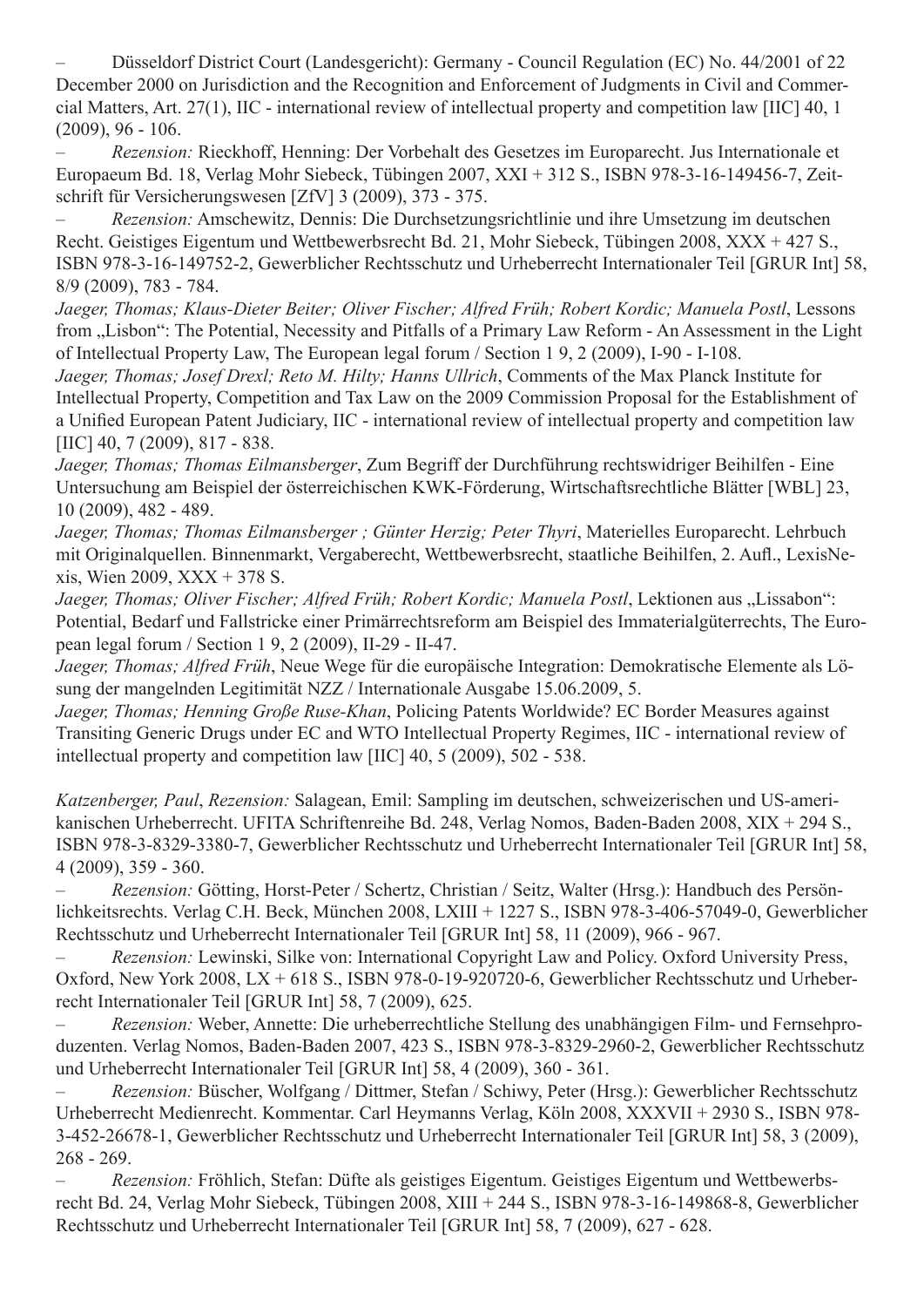– Düsseldorf District Court (Landesgericht): Germany - Council Regulation (EC) No. 44/2001 of 22 December 2000 on Jurisdiction and the Recognition and Enforcement of Judgments in Civil and Commercial Matters, Art. 27(1), IIC - international review of intellectual property and competition law [IIC] 40, 1 (2009), 96 - 106.

– *Rezension:* Rieckhoff, Henning: Der Vorbehalt des Gesetzes im Europarecht. Jus Internationale et Europaeum Bd. 18, Verlag Mohr Siebeck, Tübingen 2007, XXI + 312 S., ISBN 978-3-16-149456-7, Zeitschrift für Versicherungswesen [ZfV] 3 (2009), 373 - 375.

– *Rezension:* Amschewitz, Dennis: Die Durchsetzungsrichtlinie und ihre Umsetzung im deutschen Recht. Geistiges Eigentum und Wettbewerbsrecht Bd. 21, Mohr Siebeck, Tübingen 2008, XXX + 427 S., ISBN 978-3-16-149752-2, Gewerblicher Rechtsschutz und Urheberrecht Internationaler Teil [GRUR Int] 58, 8/9 (2009), 783 - 784.

*Jaeger, Thomas; Klaus-Dieter Beiter; Oliver Fischer; Alfred Früh; Robert Kordic; Manuela Postl*, Lessons from „Lisbon“: The Potential, Necessity and Pitfalls of a Primary Law Reform - An Assessment in the Light of Intellectual Property Law, The European legal forum / Section 1 9, 2 (2009), I-90 - I-108.

*Jaeger, Thomas; Josef Drexl; Reto M. Hilty; Hanns Ullrich*, Comments of the Max Planck Institute for Intellectual Property, Competition and Tax Law on the 2009 Commission Proposal for the Establishment of a Unified European Patent Judiciary, IIC - international review of intellectual property and competition law [IIC] 40, 7 (2009), 817 - 838.

*Jaeger, Thomas; Thomas Eilmansberger*, Zum Begriff der Durchführung rechtswidriger Beihilfen - Eine Untersuchung am Beispiel der österreichischen KWK-Förderung, Wirtschaftsrechtliche Blätter [WBL] 23, 10 (2009), 482 - 489.

*Jaeger, Thomas; Thomas Eilmansberger ; Günter Herzig; Peter Thyri*, Materielles Europarecht. Lehrbuch mit Originalquellen. Binnenmarkt, Vergaberecht, Wettbewerbsrecht, staatliche Beihilfen, 2. Aufl., LexisNexis, Wien 2009, XXX + 378 S.

*Jaeger, Thomas; Oliver Fischer; Alfred Früh; Robert Kordic; Manuela Postl*, Lektionen aus „Lissabon“: Potential, Bedarf und Fallstricke einer Primärrechtsreform am Beispiel des Immaterialgüterrechts, The European legal forum / Section 1 9, 2 (2009), II-29 - II-47.

*Jaeger, Thomas; Alfred Früh*, Neue Wege für die europäische Integration: Demokratische Elemente als Lösung der mangelnden Legitimität NZZ / Internationale Ausgabe 15.06.2009, 5.

*Jaeger, Thomas; Henning Große Ruse-Khan*, Policing Patents Worldwide? EC Border Measures against Transiting Generic Drugs under EC and WTO Intellectual Property Regimes, IIC - international review of intellectual property and competition law [IIC] 40, 5 (2009), 502 - 538.

*Katzenberger, Paul*, *Rezension:* Salagean, Emil: Sampling im deutschen, schweizerischen und US-amerikanischen Urheberrecht. UFITA Schriftenreihe Bd. 248, Verlag Nomos, Baden-Baden 2008, XIX + 294 S., ISBN 978-3-8329-3380-7, Gewerblicher Rechtsschutz und Urheberrecht Internationaler Teil [GRUR Int] 58, 4 (2009), 359 - 360.

– *Rezension:* Götting, Horst-Peter / Schertz, Christian / Seitz, Walter (Hrsg.): Handbuch des Persönlichkeitsrechts. Verlag C.H. Beck, München 2008, LXIII + 1227 S., ISBN 978-3-406-57049-0, Gewerblicher Rechtsschutz und Urheberrecht Internationaler Teil [GRUR Int] 58, 11 (2009), 966 - 967.

– *Rezension:* Lewinski, Silke von: International Copyright Law and Policy. Oxford University Press, Oxford, New York 2008, LX + 618 S., ISBN 978-0-19-920720-6, Gewerblicher Rechtsschutz und Urheberrecht Internationaler Teil [GRUR Int] 58, 7 (2009), 625.

– *Rezension:* Weber, Annette: Die urheberrechtliche Stellung des unabhängigen Film- und Fernsehproduzenten. Verlag Nomos, Baden-Baden 2007, 423 S., ISBN 978-3-8329-2960-2, Gewerblicher Rechtsschutz und Urheberrecht Internationaler Teil [GRUR Int] 58, 4 (2009), 360 - 361.

– *Rezension:* Büscher, Wolfgang / Dittmer, Stefan / Schiwy, Peter (Hrsg.): Gewerblicher Rechtsschutz Urheberrecht Medienrecht. Kommentar. Carl Heymanns Verlag, Köln 2008, XXXVII + 2930 S., ISBN 978-3-452-26678-1, Gewerblicher Rechtsschutz und Urheberrecht Internationaler Teil [GRUR Int] 58, 3 (2009), 268 - 269.

– *Rezension:* Fröhlich, Stefan: Düfte als geistiges Eigentum. Geistiges Eigentum und Wettbewerbsrecht Bd. 24, Verlag Mohr Siebeck, Tübingen 2008, XIII + 244 S., ISBN 978-3-16-149868-8, Gewerblicher Rechtsschutz und Urheberrecht Internationaler Teil [GRUR Int] 58, 7 (2009), 627 - 628.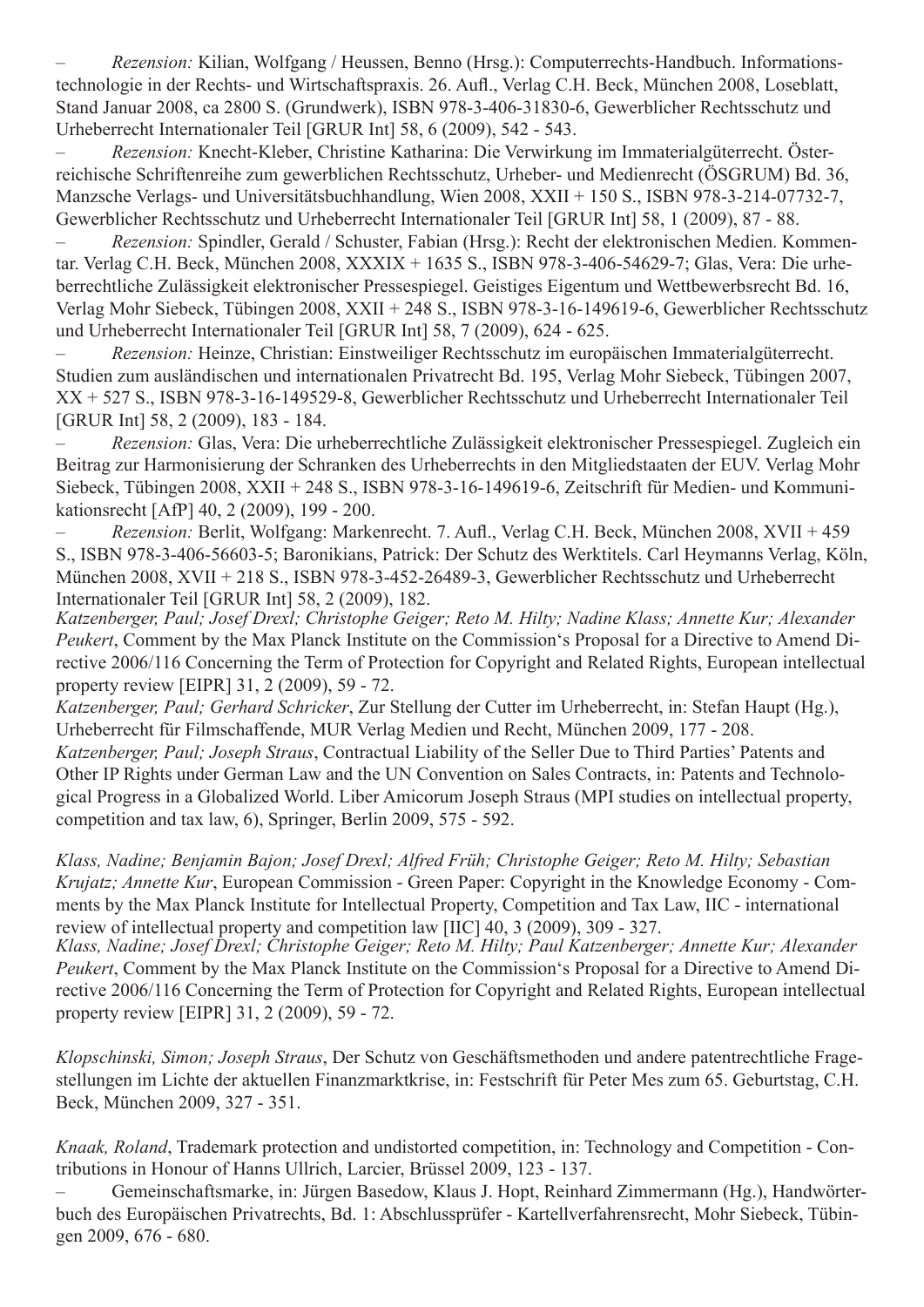– *Rezension:* Kilian, Wolfgang / Heussen, Benno (Hrsg.): Computerrechts-Handbuch. Informationstechnologie in der Rechts- und Wirtschaftspraxis. 26. Aufl., Verlag C.H. Beck, München 2008, Loseblatt, Stand Januar 2008, ca 2800 S. (Grundwerk), ISBN 978-3-406-31830-6, Gewerblicher Rechtsschutz und Urheberrecht Internationaler Teil [GRUR Int] 58, 6 (2009), 542 - 543.

– *Rezension:* Knecht-Kleber, Christine Katharina: Die Verwirkung im Immaterialgüterrecht. Österreichische Schriftenreihe zum gewerblichen Rechtsschutz, Urheber- und Medienrecht (ÖSGRUM) Bd. 36, Manzsche Verlags- und Universitätsbuchhandlung, Wien 2008, XXII + 150 S., ISBN 978-3-214-07732-7, Gewerblicher Rechtsschutz und Urheberrecht Internationaler Teil [GRUR Int] 58, 1 (2009), 87 - 88.

– *Rezension:* Spindler, Gerald / Schuster, Fabian (Hrsg.): Recht der elektronischen Medien. Kommentar. Verlag C.H. Beck, München 2008, XXXIX + 1635 S., ISBN 978-3-406-54629-7; Glas, Vera: Die urheberrechtliche Zulässigkeit elektronischer Pressespiegel. Geistiges Eigentum und Wettbewerbsrecht Bd. 16, Verlag Mohr Siebeck, Tübingen 2008, XXII + 248 S., ISBN 978-3-16-149619-6, Gewerblicher Rechtsschutz und Urheberrecht Internationaler Teil [GRUR Int] 58, 7 (2009), 624 - 625.

– *Rezension:* Heinze, Christian: Einstweiliger Rechtsschutz im europäischen Immaterialgüterrecht. Studien zum ausländischen und internationalen Privatrecht Bd. 195, Verlag Mohr Siebeck, Tübingen 2007, XX + 527 S., ISBN 978-3-16-149529-8, Gewerblicher Rechtsschutz und Urheberrecht Internationaler Teil [GRUR Int] 58, 2 (2009), 183 - 184.

– *Rezension:* Glas, Vera: Die urheberrechtliche Zulässigkeit elektronischer Pressespiegel. Zugleich ein Beitrag zur Harmonisierung der Schranken des Urheberrechts in den Mitgliedstaaten der EUV. Verlag Mohr Siebeck, Tübingen 2008, XXII + 248 S., ISBN 978-3-16-149619-6, Zeitschrift für Medien- und Kommunikationsrecht [AfP] 40, 2 (2009), 199 - 200.

– *Rezension:* Berlit, Wolfgang: Markenrecht. 7. Aufl., Verlag C.H. Beck, München 2008, XVII + 459 S., ISBN 978-3-406-56603-5; Baronikians, Patrick: Der Schutz des Werktitels. Carl Heymanns Verlag, Köln, München 2008, XVII + 218 S., ISBN 978-3-452-26489-3, Gewerblicher Rechtsschutz und Urheberrecht Internationaler Teil [GRUR Int] 58, 2 (2009), 182.

*Katzenberger, Paul; Josef Drexl; Christophe Geiger; Reto M. Hilty; Nadine Klass; Annette Kur; Alexander Peukert*, Comment by the Max Planck Institute on the Commission's Proposal for a Directive to Amend Directive 2006/116 Concerning the Term of Protection for Copyright and Related Rights, European intellectual property review [EIPR] 31, 2 (2009), 59 - 72.

*Katzenberger, Paul; Gerhard Schricker*, Zur Stellung der Cutter im Urheberrecht, in: Stefan Haupt (Hg.), Urheberrecht für Filmschaffende, MUR Verlag Medien und Recht, München 2009, 177 - 208.

*Katzenberger, Paul; Joseph Straus*, Contractual Liability of the Seller Due to Third Parties' Patents and Other IP Rights under German Law and the UN Convention on Sales Contracts, in: Patents and Technological Progress in a Globalized World. Liber Amicorum Joseph Straus (MPI studies on intellectual property, competition and tax law, 6), Springer, Berlin 2009, 575 - 592.

*Klass, Nadine; Benjamin Bajon; Josef Drexl; Alfred Früh; Christophe Geiger; Reto M. Hilty; Sebastian Krujatz; Annette Kur*, European Commission - Green Paper: Copyright in the Knowledge Economy - Comments by the Max Planck Institute for Intellectual Property, Competition and Tax Law, IIC - international review of intellectual property and competition law [IIC] 40, 3 (2009), 309 - 327.

*Klass, Nadine; Josef Drexl; Christophe Geiger; Reto M. Hilty; Paul Katzenberger; Annette Kur; Alexander Peukert*, Comment by the Max Planck Institute on the Commission's Proposal for a Directive to Amend Directive 2006/116 Concerning the Term of Protection for Copyright and Related Rights, European intellectual property review [EIPR] 31, 2 (2009), 59 - 72.

*Klopschinski, Simon; Joseph Straus*, Der Schutz von Geschäftsmethoden und andere patentrechtliche Fragestellungen im Lichte der aktuellen Finanzmarktkrise, in: Festschrift für Peter Mes zum 65. Geburtstag, C.H. Beck, München 2009, 327 - 351.

*Knaak, Roland*, Trademark protection and undistorted competition, in: Technology and Competition - Contributions in Honour of Hanns Ullrich, Larcier, Brüssel 2009, 123 - 137.

– Gemeinschaftsmarke, in: Jürgen Basedow, Klaus J. Hopt, Reinhard Zimmermann (Hg.), Handwörterbuch des Europäischen Privatrechts, Bd. 1: Abschlussprüfer - Kartellverfahrensrecht, Mohr Siebeck, Tübingen 2009, 676 - 680.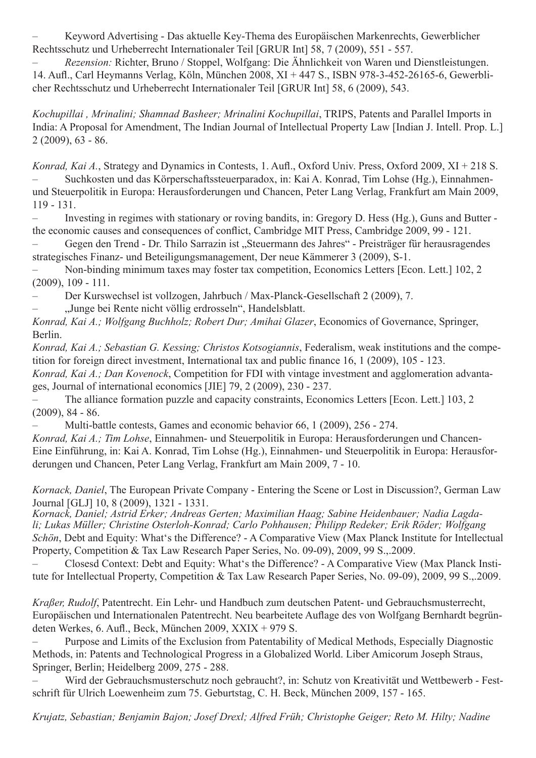– Keyword Advertising - Das aktuelle Key-Thema des Europäischen Markenrechts, Gewerblicher Rechtsschutz und Urheberrecht Internationaler Teil [GRUR Int] 58, 7 (2009), 551 - 557.

– *Rezension:* Richter, Bruno / Stoppel, Wolfgang: Die Ähnlichkeit von Waren und Dienstleistungen. 14. Aufl., Carl Heymanns Verlag, Köln, München 2008, XI + 447 S., ISBN 978-3-452-26165-6, Gewerblicher Rechtsschutz und Urheberrecht Internationaler Teil [GRUR Int] 58, 6 (2009), 543.

*Kochupillai , Mrinalini; Shamnad Basheer; Mrinalini Kochupillai*, TRIPS, Patents and Parallel Imports in India: A Proposal for Amendment, The Indian Journal of Intellectual Property Law [Indian J. Intell. Prop. L.] 2 (2009), 63 - 86.

*Konrad, Kai A.*, Strategy and Dynamics in Contests, 1. Aufl., Oxford Univ. Press, Oxford 2009, XI + 218 S.

– Suchkosten und das Körperschaftssteuerparadox, in: Kai A. Konrad, Tim Lohse (Hg.), Einnahmen- und Steuerpolitik in Europa: Herausforderungen und Chancen, Peter Lang Verlag, Frankfurt am Main 2009, 119 - 131.

– Investing in regimes with stationary or roving bandits, in: Gregory D. Hess (Hg.), Guns and Butter - the economic causes and consequences of conflict, Cambridge MIT Press, Cambridge 2009, 99 - 121.

– Gegen den Trend - Dr. Thilo Sarrazin ist „Steuermann des Jahres" - Preisträger für herausragendes strategisches Finanz- und Beteiligungsmanagement, Der neue Kämmerer 3 (2009), S-1.

– Non-binding minimum taxes may foster tax competition, Economics Letters [Econ. Lett.] 102, 2 (2009), 109 - 111.

– Der Kurswechsel ist vollzogen, Jahrbuch / Max-Planck-Gesellschaft 2 (2009), 7.

– „Junge bei Rente nicht völlig erdrosseln", Handelsblatt.

*Konrad, Kai A.; Wolfgang Buchholz; Robert Dur; Amihai Glazer*, Economics of Governance, Springer, Berlin.

*Konrad, Kai A.; Sebastian G. Kessing; Christos Kotsogiannis*, Federalism, weak institutions and the competition for foreign direct investment, International tax and public finance 16, 1 (2009), 105 - 123.

*Konrad, Kai A.; Dan Kovenock*, Competition for FDI with vintage investment and agglomeration advantages, Journal of international economics [JIE] 79, 2 (2009), 230 - 237.

– The alliance formation puzzle and capacity constraints, Economics Letters [Econ. Lett.] 103, 2 (2009), 84 - 86.

– Multi-battle contests, Games and economic behavior 66, 1 (2009), 256 - 274.

*Konrad, Kai A.; Tim Lohse*, Einnahmen- und Steuerpolitik in Europa: Herausforderungen und Chancen- Eine Einführung, in: Kai A. Konrad, Tim Lohse (Hg.), Einnahmen- und Steuerpolitik in Europa: Herausforderungen und Chancen, Peter Lang Verlag, Frankfurt am Main 2009, 7 - 10.

*Kornack, Daniel*, The European Private Company - Entering the Scene or Lost in Discussion?, German Law Journal [GLJ] 10, 8 (2009), 1321 - 1331.

*Kornack, Daniel; Astrid Erker; Andreas Gerten; Maximilian Haag; Sabine Heidenbauer; Nadia Lagdali; Lukas Müller; Christine Osterloh-Konrad; Carlo Pohhausen; Philipp Redeker; Erik Röder; Wolfgang Schön*, Debt and Equity: What's the Difference? - A Comparative View (Max Planck Institute for Intellectual Property, Competition & Tax Law Research Paper Series, No. 09-09), 2009, 99 S.,.2009.

– Closesd Context: Debt and Equity: What's the Difference? - A Comparative View (Max Planck Institute for Intellectual Property, Competition & Tax Law Research Paper Series, No. 09-09), 2009, 99 S.,.2009.

*Kraßer, Rudolf*, Patentrecht. Ein Lehr- und Handbuch zum deutschen Patent- und Gebrauchsmusterrecht, Europäischen und Internationalen Patentrecht. Neu bearbeitete Auflage des von Wolfgang Bernhardt begründeten Werkes, 6. Aufl., Beck, München 2009, XXIX + 979 S.

– Purpose and Limits of the Exclusion from Patentability of Medical Methods, Especially Diagnostic Methods, in: Patents and Technological Progress in a Globalized World. Liber Amicorum Joseph Straus, Springer, Berlin; Heidelberg 2009, 275 - 288.

– Wird der Gebrauchsmusterschutz noch gebraucht?, in: Schutz von Kreativität und Wettbewerb - Festschrift für Ulrich Loewenheim zum 75. Geburtstag, C. H. Beck, München 2009, 157 - 165.

*Krujatz, Sebastian; Benjamin Bajon; Josef Drexl; Alfred Früh; Christophe Geiger; Reto M. Hilty; Nadine*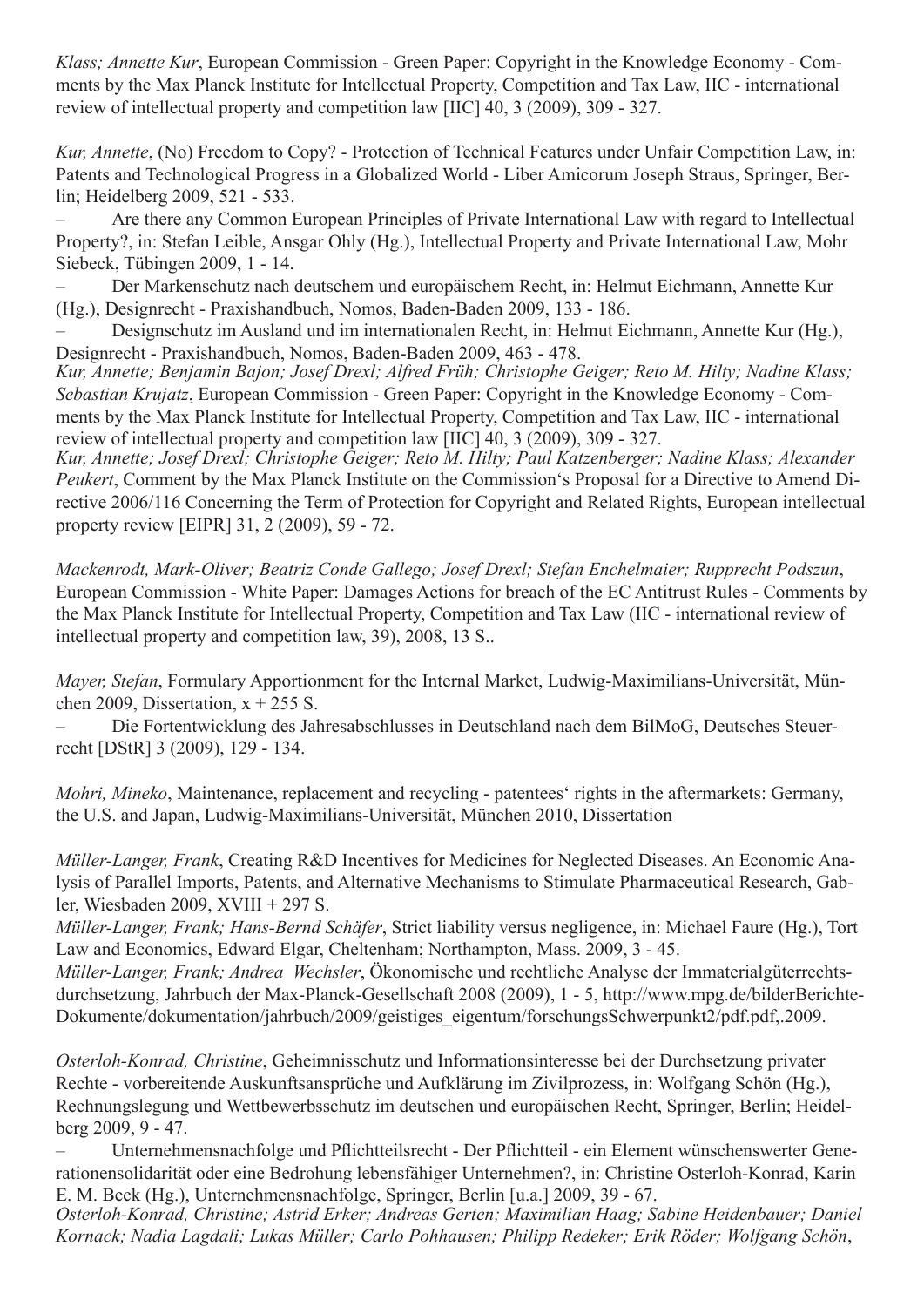*Klass; Annette Kur*, European Commission - Green Paper: Copyright in the Knowledge Economy - Comments by the Max Planck Institute for Intellectual Property, Competition and Tax Law, IIC - international review of intellectual property and competition law [IIC] 40, 3 (2009), 309 - 327.

*Kur, Annette*, (No) Freedom to Copy? - Protection of Technical Features under Unfair Competition Law, in: Patents and Technological Progress in a Globalized World - Liber Amicorum Joseph Straus, Springer, Berlin; Heidelberg 2009, 521 - 533.

– Are there any Common European Principles of Private International Law with regard to Intellectual Property?, in: Stefan Leible, Ansgar Ohly (Hg.), Intellectual Property and Private International Law, Mohr Siebeck, Tübingen 2009, 1 - 14.

– Der Markenschutz nach deutschem und europäischem Recht, in: Helmut Eichmann, Annette Kur (Hg.), Designrecht - Praxishandbuch, Nomos, Baden-Baden 2009, 133 - 186.

– Designschutz im Ausland und im internationalen Recht, in: Helmut Eichmann, Annette Kur (Hg.), Designrecht - Praxishandbuch, Nomos, Baden-Baden 2009, 463 - 478.

*Kur, Annette; Benjamin Bajon; Josef Drexl; Alfred Früh; Christophe Geiger; Reto M. Hilty; Nadine Klass; Sebastian Krujatz*, European Commission - Green Paper: Copyright in the Knowledge Economy - Comments by the Max Planck Institute for Intellectual Property, Competition and Tax Law, IIC - international review of intellectual property and competition law [IIC] 40, 3 (2009), 309 - 327.

*Kur, Annette; Josef Drexl; Christophe Geiger; Reto M. Hilty; Paul Katzenberger; Nadine Klass; Alexander Peukert*, Comment by the Max Planck Institute on the Commission's Proposal for a Directive to Amend Directive 2006/116 Concerning the Term of Protection for Copyright and Related Rights, European intellectual property review [EIPR] 31, 2 (2009), 59 - 72.

*Mackenrodt, Mark-Oliver; Beatriz Conde Gallego; Josef Drexl; Stefan Enchelmaier; Rupprecht Podszun*, European Commission - White Paper: Damages Actions for breach of the EC Antitrust Rules - Comments by the Max Planck Institute for Intellectual Property, Competition and Tax Law (IIC - international review of intellectual property and competition law, 39), 2008, 13 S..

*Mayer, Stefan*, Formulary Apportionment for the Internal Market, Ludwig-Maximilians-Universität, München 2009, Dissertation, x + 255 S.

– Die Fortentwicklung des Jahresabschlusses in Deutschland nach dem BilMoG, Deutsches Steuerrecht [DStR] 3 (2009), 129 - 134.

*Mohri, Mineko*, Maintenance, replacement and recycling - patentees' rights in the aftermarkets: Germany, the U.S. and Japan, Ludwig-Maximilians-Universität, München 2010, Dissertation

*Müller-Langer, Frank*, Creating R&D Incentives for Medicines for Neglected Diseases. An Economic Analysis of Parallel Imports, Patents, and Alternative Mechanisms to Stimulate Pharmaceutical Research, Gabler, Wiesbaden 2009, XVIII + 297 S.

*Müller-Langer, Frank; Hans-Bernd Schäfer*, Strict liability versus negligence, in: Michael Faure (Hg.), Tort Law and Economics, Edward Elgar, Cheltenham; Northampton, Mass. 2009, 3 - 45.

*Müller-Langer, Frank; Andrea Wechsler*, Ökonomische und rechtliche Analyse der Immaterialgüterrechtsdurchsetzung, Jahrbuch der Max-Planck-Gesellschaft 2008 (2009), 1 - 5, http://www.mpg.de/bilderBerichte-Dokumente/dokumentation/jahrbuch/2009/geistiges_eigentum/forschungsSchwerpunkt2/pdf.pdf,.2009.

*Osterloh-Konrad, Christine*, Geheimnisschutz und Informationsinteresse bei der Durchsetzung privater Rechte - vorbereitende Auskunftsansprüche und Aufklärung im Zivilprozess, in: Wolfgang Schön (Hg.), Rechnungslegung und Wettbewerbsschutz im deutschen und europäischen Recht, Springer, Berlin; Heidelberg 2009, 9 - 47.

– Unternehmensnachfolge und Pflichtteilsrecht - Der Pflichtteil - ein Element wünschenswerter Generationensolidarität oder eine Bedrohung lebensfähiger Unternehmen?, in: Christine Osterloh-Konrad, Karin E. M. Beck (Hg.), Unternehmensnachfolge, Springer, Berlin [u.a.] 2009, 39 - 67.

*Osterloh-Konrad, Christine; Astrid Erker; Andreas Gerten; Maximilian Haag; Sabine Heidenbauer; Daniel Kornack; Nadia Lagdali; Lukas Müller; Carlo Pohhausen; Philipp Redeker; Erik Röder; Wolfgang Schön*,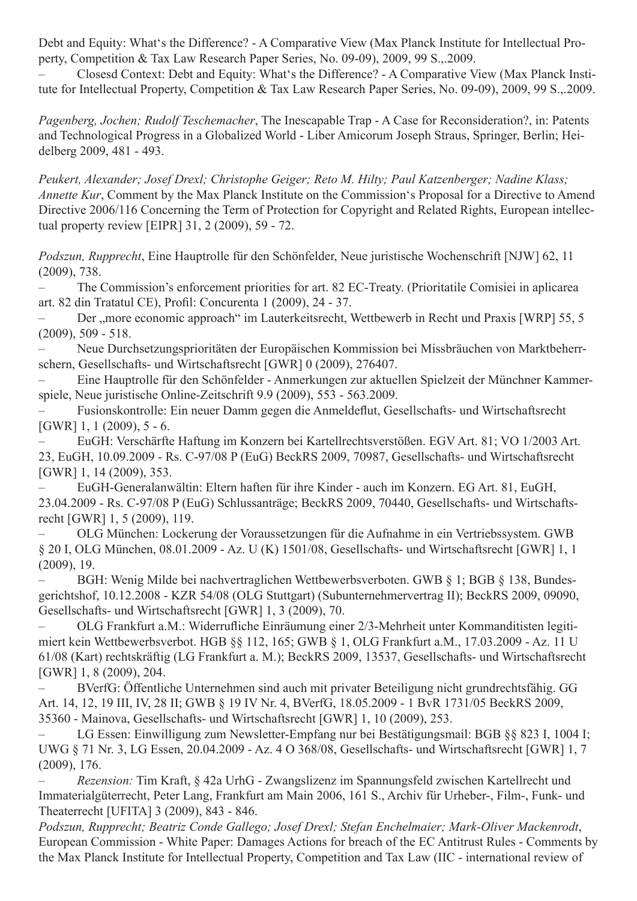Debt and Equity: What's the Difference? - A Comparative View (Max Planck Institute for Intellectual Property, Competition & Tax Law Research Paper Series, No. 09-09), 2009, 99 S.,.2009.

– Closesd Context: Debt and Equity: What's the Difference? - A Comparative View (Max Planck Institute for Intellectual Property, Competition & Tax Law Research Paper Series, No. 09-09), 2009, 99 S.,.2009.

*Pagenberg, Jochen; Rudolf Teschemacher*, The Inescapable Trap - A Case for Reconsideration?, in: Patents and Technological Progress in a Globalized World - Liber Amicorum Joseph Straus, Springer, Berlin; Heidelberg 2009, 481 - 493.

*Peukert, Alexander; Josef Drexl; Christophe Geiger; Reto M. Hilty; Paul Katzenberger; Nadine Klass; Annette Kur*, Comment by the Max Planck Institute on the Commission's Proposal for a Directive to Amend Directive 2006/116 Concerning the Term of Protection for Copyright and Related Rights, European intellectual property review [EIPR] 31, 2 (2009), 59 - 72.

*Podszun, Rupprecht*, Eine Hauptrolle für den Schönfelder, Neue juristische Wochenschrift [NJW] 62, 11 (2009), 738.

– The Commission's enforcement priorities for art. 82 EC-Treaty. (Prioritatile Comisiei in aplicarea art. 82 din Tratatul CE), Profil: Concurenta 1 (2009), 24 - 37.

– Der „more economic approach" im Lauterkeitsrecht, Wettbewerb in Recht und Praxis [WRP] 55, 5 (2009), 509 - 518.

– Neue Durchsetzungsprioritäten der Europäischen Kommission bei Missbräuchen von Marktbeherrschern, Gesellschafts- und Wirtschaftsrecht [GWR] 0 (2009), 276407.

– Eine Hauptrolle für den Schönfelder - Anmerkungen zur aktuellen Spielzeit der Münchner Kammerspiele, Neue juristische Online-Zeitschrift 9.9 (2009), 553 - 563.2009.

– Fusionskontrolle: Ein neuer Damm gegen die Anmeldeflut, Gesellschafts- und Wirtschaftsrecht [GWR] 1, 1 (2009), 5 - 6.

– EuGH: Verschärfte Haftung im Konzern bei Kartellrechtsverstößen. EGV Art. 81; VO 1/2003 Art. 23, EuGH, 10.09.2009 - Rs. C-97/08 P (EuG) BeckRS 2009, 70987, Gesellschafts- und Wirtschaftsrecht [GWR] 1, 14 (2009), 353.

– EuGH-Generalanwältin: Eltern haften für ihre Kinder - auch im Konzern. EG Art. 81, EuGH, 23.04.2009 - Rs. C-97/08 P (EuG) Schlussanträge; BeckRS 2009, 70440, Gesellschafts- und Wirtschaftsrecht [GWR] 1, 5 (2009), 119.

– OLG München: Lockerung der Voraussetzungen für die Aufnahme in ein Vertriebssystem. GWB § 20 I, OLG München, 08.01.2009 - Az. U (K) 1501/08, Gesellschafts- und Wirtschaftsrecht [GWR] 1, 1 (2009), 19.

– BGH: Wenig Milde bei nachvertraglichen Wettbewerbsverboten. GWB § 1; BGB § 138, Bundesgerichtshof, 10.12.2008 - KZR 54/08 (OLG Stuttgart) (Subunternehmervertrag II); BeckRS 2009, 09090, Gesellschafts- und Wirtschaftsrecht [GWR] 1, 3 (2009), 70.

– OLG Frankfurt a.M.: Widerrufliche Einräumung einer 2/3-Mehrheit unter Kommanditisten legitimiert kein Wettbewerbsverbot. HGB §§ 112, 165; GWB § 1, OLG Frankfurt a.M., 17.03.2009 - Az. 11 U 61/08 (Kart) rechtskräftig (LG Frankfurt a. M.); BeckRS 2009, 13537, Gesellschafts- und Wirtschaftsrecht [GWR] 1, 8 (2009), 204.

– BVerfG: Öffentliche Unternehmen sind auch mit privater Beteiligung nicht grundrechtsfähig. GG Art. 14, 12, 19 III, IV, 28 II; GWB § 19 IV Nr. 4, BVerfG, 18.05.2009 - 1 BvR 1731/05 BeckRS 2009, 35360 - Mainova, Gesellschafts- und Wirtschaftsrecht [GWR] 1, 10 (2009), 253.

– LG Essen: Einwilligung zum Newsletter-Empfang nur bei Bestätigungsmail: BGB §§ 823 I, 1004 I; UWG § 71 Nr. 3, LG Essen, 20.04.2009 - Az. 4 O 368/08, Gesellschafts- und Wirtschaftsrecht [GWR] 1, 7 (2009), 176.

– *Rezension:* Tim Kraft, § 42a UrhG - Zwangslizenz im Spannungsfeld zwischen Kartellrecht und Immaterialgüterrecht, Peter Lang, Frankfurt am Main 2006, 161 S., Archiv für Urheber-, Film-, Funk- und Theaterrecht [UFITA] 3 (2009), 843 - 846.

*Podszun, Rupprecht; Beatriz Conde Gallego; Josef Drexl; Stefan Enchelmaier; Mark-Oliver Mackenrodt*, European Commission - White Paper: Damages Actions for breach of the EC Antitrust Rules - Comments by the Max Planck Institute for Intellectual Property, Competition and Tax Law (IIC - international review of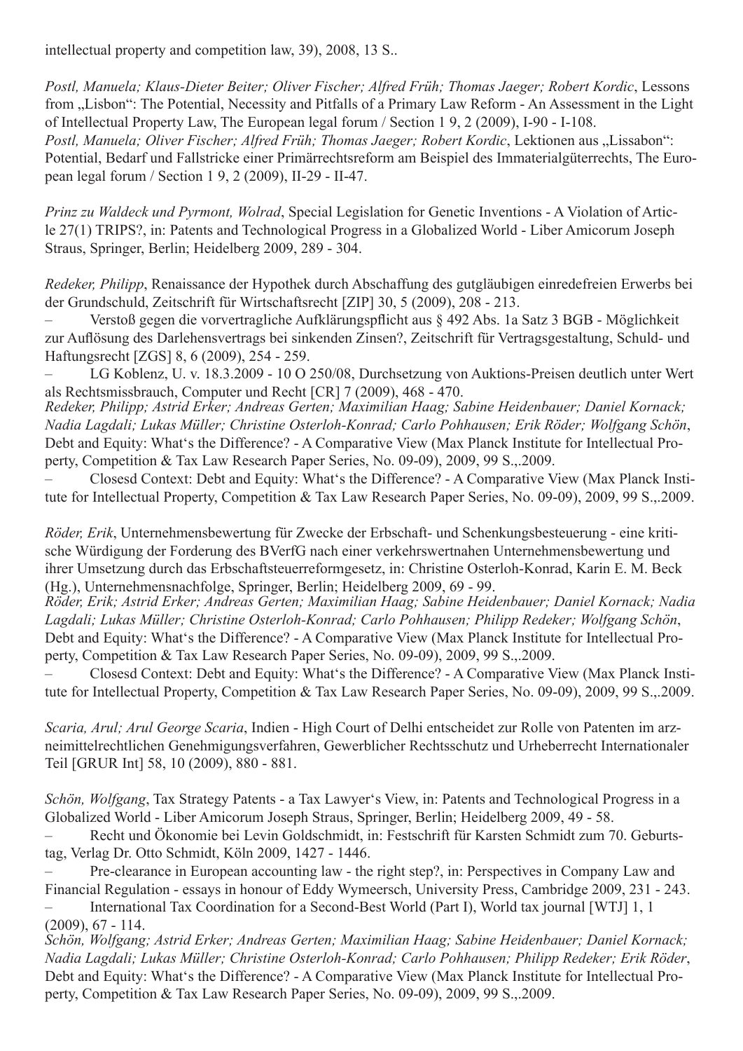intellectual property and competition law, 39), 2008, 13 S..

*Postl, Manuela; Klaus-Dieter Beiter; Oliver Fischer; Alfred Früh; Thomas Jaeger; Robert Kordic*, Lessons from „Lisbon": The Potential, Necessity and Pitfalls of a Primary Law Reform - An Assessment in the Light of Intellectual Property Law, The European legal forum / Section 1 9, 2 (2009), I-90 - I-108.
*Postl, Manuela; Oliver Fischer; Alfred Früh; Thomas Jaeger; Robert Kordic*, Lektionen aus „Lissabon": Potential, Bedarf und Fallstricke einer Primärrechtsreform am Beispiel des Immaterialgüterrechts, The European legal forum / Section 1 9, 2 (2009), II-29 - II-47.

*Prinz zu Waldeck und Pyrmont, Wolrad*, Special Legislation for Genetic Inventions - A Violation of Article 27(1) TRIPS?, in: Patents and Technological Progress in a Globalized World - Liber Amicorum Joseph Straus, Springer, Berlin; Heidelberg 2009, 289 - 304.

*Redeker, Philipp*, Renaissance der Hypothek durch Abschaffung des gutgläubigen einredefreien Erwerbs bei der Grundschuld, Zeitschrift für Wirtschaftsrecht [ZIP] 30, 5 (2009), 208 - 213.

– Verstoß gegen die vorvertragliche Aufklärungspflicht aus § 492 Abs. 1a Satz 3 BGB - Möglichkeit zur Auflösung des Darlehensvertrags bei sinkenden Zinsen?, Zeitschrift für Vertragsgestaltung, Schuld- und Haftungsrecht [ZGS] 8, 6 (2009), 254 - 259.

– LG Koblenz, U. v. 18.3.2009 - 10 O 250/08, Durchsetzung von Auktions-Preisen deutlich unter Wert als Rechtsmissbrauch, Computer und Recht [CR] 7 (2009), 468 - 470.

*Redeker, Philipp; Astrid Erker; Andreas Gerten; Maximilian Haag; Sabine Heidenbauer; Daniel Kornack; Nadia Lagdali; Lukas Müller; Christine Osterloh-Konrad; Carlo Pohhausen; Erik Röder; Wolfgang Schön*, Debt and Equity: What's the Difference? - A Comparative View (Max Planck Institute for Intellectual Property, Competition & Tax Law Research Paper Series, No. 09-09), 2009, 99 S.,.2009.

– Closesd Context: Debt and Equity: What's the Difference? - A Comparative View (Max Planck Institute for Intellectual Property, Competition & Tax Law Research Paper Series, No. 09-09), 2009, 99 S.,.2009.

*Röder, Erik*, Unternehmensbewertung für Zwecke der Erbschaft- und Schenkungsbesteuerung - eine kritische Würdigung der Forderung des BVerfG nach einer verkehrswertnahen Unternehmensbewertung und ihrer Umsetzung durch das Erbschaftsteuerreformgesetz, in: Christine Osterloh-Konrad, Karin E. M. Beck (Hg.), Unternehmensnachfolge, Springer, Berlin; Heidelberg 2009, 69 - 99.
*Röder, Erik; Astrid Erker; Andreas Gerten; Maximilian Haag; Sabine Heidenbauer; Daniel Kornack; Nadia Lagdali; Lukas Müller; Christine Osterloh-Konrad; Carlo Pohhausen; Philipp Redeker; Wolfgang Schön*, Debt and Equity: What's the Difference? - A Comparative View (Max Planck Institute for Intellectual Property, Competition & Tax Law Research Paper Series, No. 09-09), 2009, 99 S.,.2009.

– Closesd Context: Debt and Equity: What's the Difference? - A Comparative View (Max Planck Institute for Intellectual Property, Competition & Tax Law Research Paper Series, No. 09-09), 2009, 99 S.,.2009.

*Scaria, Arul; Arul George Scaria*, Indien - High Court of Delhi entscheidet zur Rolle von Patenten im arzneimittelrechtlichen Genehmigungsverfahren, Gewerblicher Rechtsschutz und Urheberrecht Internationaler Teil [GRUR Int] 58, 10 (2009), 880 - 881.

*Schön, Wolfgang*, Tax Strategy Patents - a Tax Lawyer's View, in: Patents and Technological Progress in a Globalized World - Liber Amicorum Joseph Straus, Springer, Berlin; Heidelberg 2009, 49 - 58.

– Recht und Ökonomie bei Levin Goldschmidt, in: Festschrift für Karsten Schmidt zum 70. Geburtstag, Verlag Dr. Otto Schmidt, Köln 2009, 1427 - 1446.

– Pre-clearance in European accounting law - the right step?, in: Perspectives in Company Law and Financial Regulation - essays in honour of Eddy Wymeersch, University Press, Cambridge 2009, 231 - 243.

– International Tax Coordination for a Second-Best World (Part I), World tax journal [WTJ] 1, 1 (2009), 67 - 114.

*Schön, Wolfgang; Astrid Erker; Andreas Gerten; Maximilian Haag; Sabine Heidenbauer; Daniel Kornack; Nadia Lagdali; Lukas Müller; Christine Osterloh-Konrad; Carlo Pohhausen; Philipp Redeker; Erik Röder*, Debt and Equity: What's the Difference? - A Comparative View (Max Planck Institute for Intellectual Property, Competition & Tax Law Research Paper Series, No. 09-09), 2009, 99 S.,.2009.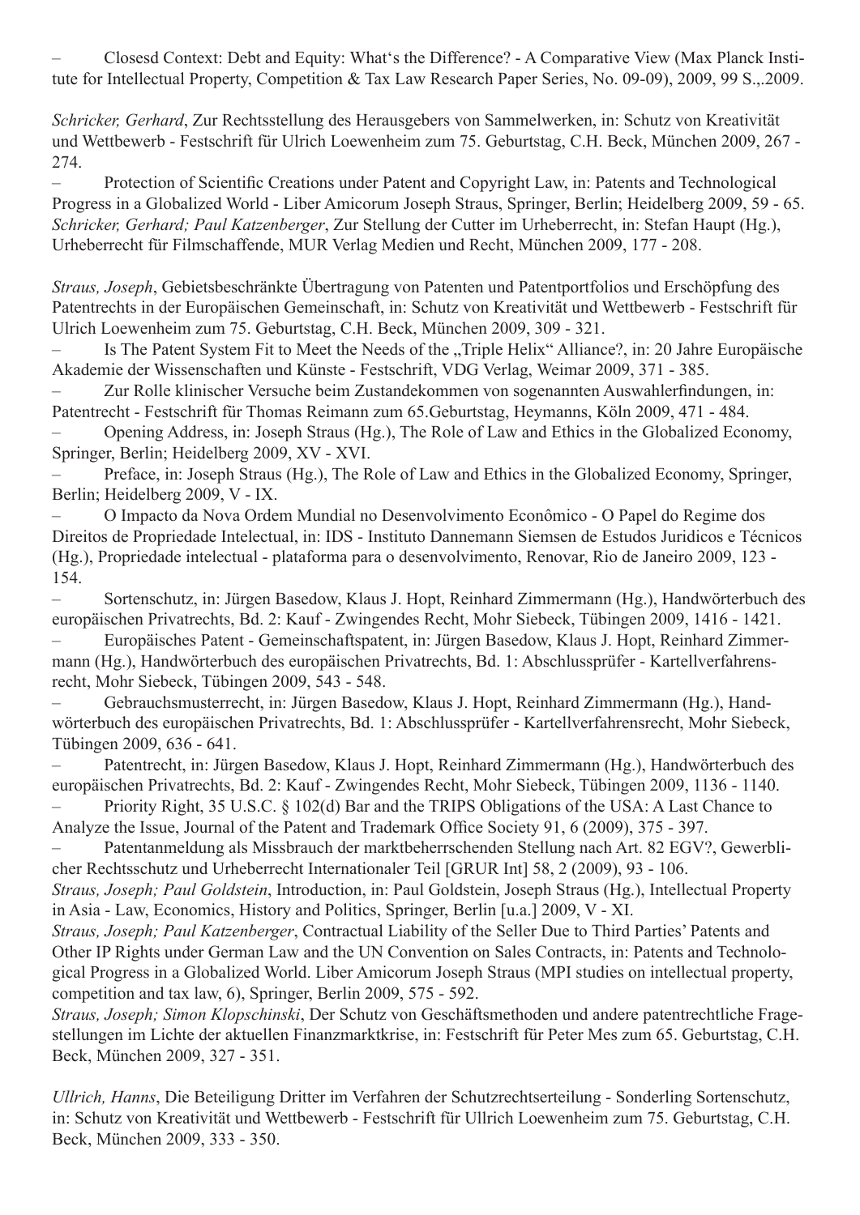– Closesd Context: Debt and Equity: What‘s the Difference? - A Comparative View (Max Planck Institute for Intellectual Property, Competition & Tax Law Research Paper Series, No. 09-09), 2009, 99 S.,.2009.

*Schricker, Gerhard*, Zur Rechtsstellung des Herausgebers von Sammelwerken, in: Schutz von Kreativität und Wettbewerb - Festschrift für Ulrich Loewenheim zum 75. Geburtstag, C.H. Beck, München 2009, 267 - 274.

– Protection of Scientific Creations under Patent and Copyright Law, in: Patents and Technological Progress in a Globalized World - Liber Amicorum Joseph Straus, Springer, Berlin; Heidelberg 2009, 59 - 65.

*Schricker, Gerhard; Paul Katzenberger*, Zur Stellung der Cutter im Urheberrecht, in: Stefan Haupt (Hg.), Urheberrecht für Filmschaffende, MUR Verlag Medien und Recht, München 2009, 177 - 208.

*Straus, Joseph*, Gebietsbeschränkte Übertragung von Patenten und Patentportfolios und Erschöpfung des Patentrechts in der Europäischen Gemeinschaft, in: Schutz von Kreativität und Wettbewerb - Festschrift für Ulrich Loewenheim zum 75. Geburtstag, C.H. Beck, München 2009, 309 - 321.

– Is The Patent System Fit to Meet the Needs of the „Triple Helix“ Alliance?, in: 20 Jahre Europäische Akademie der Wissenschaften und Künste - Festschrift, VDG Verlag, Weimar 2009, 371 - 385.

– Zur Rolle klinischer Versuche beim Zustandekommen von sogenannten Auswahlerfindungen, in: Patentrecht - Festschrift für Thomas Reimann zum 65.Geburtstag, Heymanns, Köln 2009, 471 - 484.

– Opening Address, in: Joseph Straus (Hg.), The Role of Law and Ethics in the Globalized Economy, Springer, Berlin; Heidelberg 2009, XV - XVI.

– Preface, in: Joseph Straus (Hg.), The Role of Law and Ethics in the Globalized Economy, Springer, Berlin; Heidelberg 2009, V - IX.

– O Impacto da Nova Ordem Mundial no Desenvolvimento Econômico - O Papel do Regime dos Direitos de Propriedade Intelectual, in: IDS - Instituto Dannemann Siemsen de Estudos Juridicos e Técnicos (Hg.), Propriedade intelectual - plataforma para o desenvolvimento, Renovar, Rio de Janeiro 2009, 123 - 154.

– Sortenschutz, in: Jürgen Basedow, Klaus J. Hopt, Reinhard Zimmermann (Hg.), Handwörterbuch des europäischen Privatrechts, Bd. 2: Kauf - Zwingendes Recht, Mohr Siebeck, Tübingen 2009, 1416 - 1421.

– Europäisches Patent - Gemeinschaftspatent, in: Jürgen Basedow, Klaus J. Hopt, Reinhard Zimmermann (Hg.), Handwörterbuch des europäischen Privatrechts, Bd. 1: Abschlussprüfer - Kartellverfahrensrecht, Mohr Siebeck, Tübingen 2009, 543 - 548.

– Gebrauchsmusterrecht, in: Jürgen Basedow, Klaus J. Hopt, Reinhard Zimmermann (Hg.), Handwörterbuch des europäischen Privatrechts, Bd. 1: Abschlussprüfer - Kartellverfahrensrecht, Mohr Siebeck, Tübingen 2009, 636 - 641.

– Patentrecht, in: Jürgen Basedow, Klaus J. Hopt, Reinhard Zimmermann (Hg.), Handwörterbuch des europäischen Privatrechts, Bd. 2: Kauf - Zwingendes Recht, Mohr Siebeck, Tübingen 2009, 1136 - 1140.

– Priority Right, 35 U.S.C. § 102(d) Bar and the TRIPS Obligations of the USA: A Last Chance to Analyze the Issue, Journal of the Patent and Trademark Office Society 91, 6 (2009), 375 - 397.

– Patentanmeldung als Missbrauch der marktbeherrschenden Stellung nach Art. 82 EGV?, Gewerblicher Rechtsschutz und Urheberrecht Internationaler Teil [GRUR Int] 58, 2 (2009), 93 - 106.

*Straus, Joseph; Paul Goldstein*, Introduction, in: Paul Goldstein, Joseph Straus (Hg.), Intellectual Property in Asia - Law, Economics, History and Politics, Springer, Berlin [u.a.] 2009, V - XI.

*Straus, Joseph; Paul Katzenberger*, Contractual Liability of the Seller Due to Third Parties' Patents and Other IP Rights under German Law and the UN Convention on Sales Contracts, in: Patents and Technological Progress in a Globalized World. Liber Amicorum Joseph Straus (MPI studies on intellectual property, competition and tax law, 6), Springer, Berlin 2009, 575 - 592.

*Straus, Joseph; Simon Klopschinski*, Der Schutz von Geschäftsmethoden und andere patentrechtliche Fragestellungen im Lichte der aktuellen Finanzmarktkrise, in: Festschrift für Peter Mes zum 65. Geburtstag, C.H. Beck, München 2009, 327 - 351.

*Ullrich, Hanns*, Die Beteiligung Dritter im Verfahren der Schutzrechtserteilung - Sonderling Sortenschutz, in: Schutz von Kreativität und Wettbewerb - Festschrift für Ullrich Loewenheim zum 75. Geburtstag, C.H. Beck, München 2009, 333 - 350.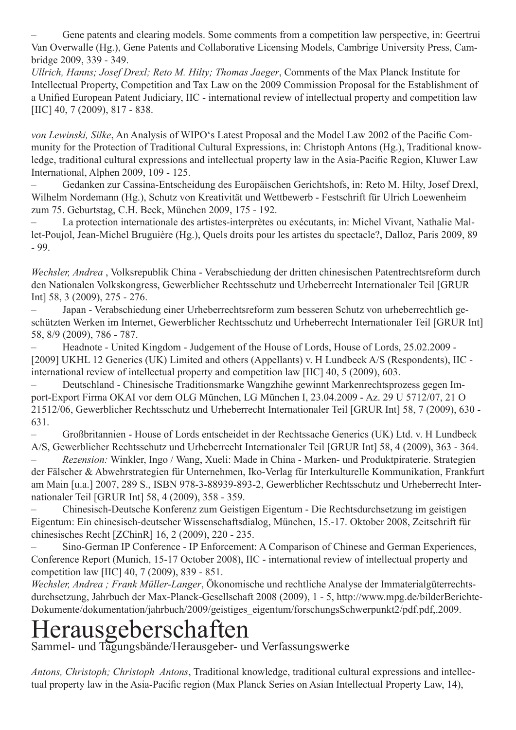– Gene patents and clearing models. Some comments from a competition law perspective, in: Geertrui Van Overwalle (Hg.), Gene Patents and Collaborative Licensing Models, Cambrige University Press, Cambridge 2009, 339 - 349.

*Ullrich, Hanns; Josef Drexl; Reto M. Hilty; Thomas Jaeger*, Comments of the Max Planck Institute for Intellectual Property, Competition and Tax Law on the 2009 Commission Proposal for the Establishment of a Unified European Patent Judiciary, IIC - international review of intellectual property and competition law [IIC] 40, 7 (2009), 817 - 838.

*von Lewinski, Silke*, An Analysis of WIPO's Latest Proposal and the Model Law 2002 of the Pacific Community for the Protection of Traditional Cultural Expressions, in: Christoph Antons (Hg.), Traditional knowledge, traditional cultural expressions and intellectual property law in the Asia-Pacific Region, Kluwer Law International, Alphen 2009, 109 - 125.

– Gedanken zur Cassina-Entscheidung des Europäischen Gerichtshofs, in: Reto M. Hilty, Josef Drexl, Wilhelm Nordemann (Hg.), Schutz von Kreativität und Wettbewerb - Festschrift für Ulrich Loewenheim zum 75. Geburtstag, C.H. Beck, München 2009, 175 - 192.

– La protection internationale des artistes-interprètes ou exécutants, in: Michel Vivant, Nathalie Mallet-Poujol, Jean-Michel Bruguière (Hg.), Quels droits pour les artistes du spectacle?, Dalloz, Paris 2009, 89 - 99.

*Wechsler, Andrea* , Volksrepublik China - Verabschiedung der dritten chinesischen Patentrechtsreform durch den Nationalen Volkskongress, Gewerblicher Rechtsschutz und Urheberrecht Internationaler Teil [GRUR Int] 58, 3 (2009), 275 - 276.

– Japan - Verabschiedung einer Urheberrechtsreform zum besseren Schutz von urheberrechtlich geschützten Werken im Internet, Gewerblicher Rechtsschutz und Urheberrecht Internationaler Teil [GRUR Int] 58, 8/9 (2009), 786 - 787.

– Headnote - United Kingdom - Judgement of the House of Lords, House of Lords, 25.02.2009 - [2009] UKHL 12 Generics (UK) Limited and others (Appellants) v. H Lundbeck A/S (Respondents), IIC - international review of intellectual property and competition law [IIC] 40, 5 (2009), 603.

– Deutschland - Chinesische Traditionsmarke Wangzhihe gewinnt Markenrechtsprozess gegen Import-Export Firma OKAI vor dem OLG München, LG München I, 23.04.2009 - Az. 29 U 5712/07, 21 O 21512/06, Gewerblicher Rechtsschutz und Urheberrecht Internationaler Teil [GRUR Int] 58, 7 (2009), 630 - 631.

– Großbritannien - House of Lords entscheidet in der Rechtssache Generics (UK) Ltd. v. H Lundbeck A/S, Gewerblicher Rechtsschutz und Urheberrecht Internationaler Teil [GRUR Int] 58, 4 (2009), 363 - 364.

– *Rezension:* Winkler, Ingo / Wang, Xueli: Made in China - Marken- und Produktpiraterie. Strategien der Fälscher & Abwehrstrategien für Unternehmen, Iko-Verlag für Interkulturelle Kommunikation, Frankfurt am Main [u.a.] 2007, 289 S., ISBN 978-3-88939-893-2, Gewerblicher Rechtsschutz und Urheberrecht Internationaler Teil [GRUR Int] 58, 4 (2009), 358 - 359.

– Chinesisch-Deutsche Konferenz zum Geistigen Eigentum - Die Rechtsdurchsetzung im geistigen Eigentum: Ein chinesisch-deutscher Wissenschaftsdialog, München, 15.-17. Oktober 2008, Zeitschrift für chinesisches Recht [ZChinR] 16, 2 (2009), 220 - 235.

– Sino-German IP Conference - IP Enforcement: A Comparison of Chinese and German Experiences, Conference Report (Munich, 15-17 October 2008), IIC - international review of intellectual property and competition law [IIC] 40, 7 (2009), 839 - 851.

*Wechsler, Andrea ; Frank Müller-Langer*, Ökonomische und rechtliche Analyse der Immaterialgüterrechtsdurchsetzung, Jahrbuch der Max-Planck-Gesellschaft 2008 (2009), 1 - 5, http://www.mpg.de/bilderBerichte-Dokumente/dokumentation/jahrbuch/2009/geistiges_eigentum/forschungsSchwerpunkt2/pdf.pdf,.2009.

# Herausgeberschaften

Sammel- und Tagungsbände/Herausgeber- und Verfassungswerke

*Antons, Christoph; Christoph Antons*, Traditional knowledge, traditional cultural expressions and intellectual property law in the Asia-Pacific region (Max Planck Series on Asian Intellectual Property Law, 14),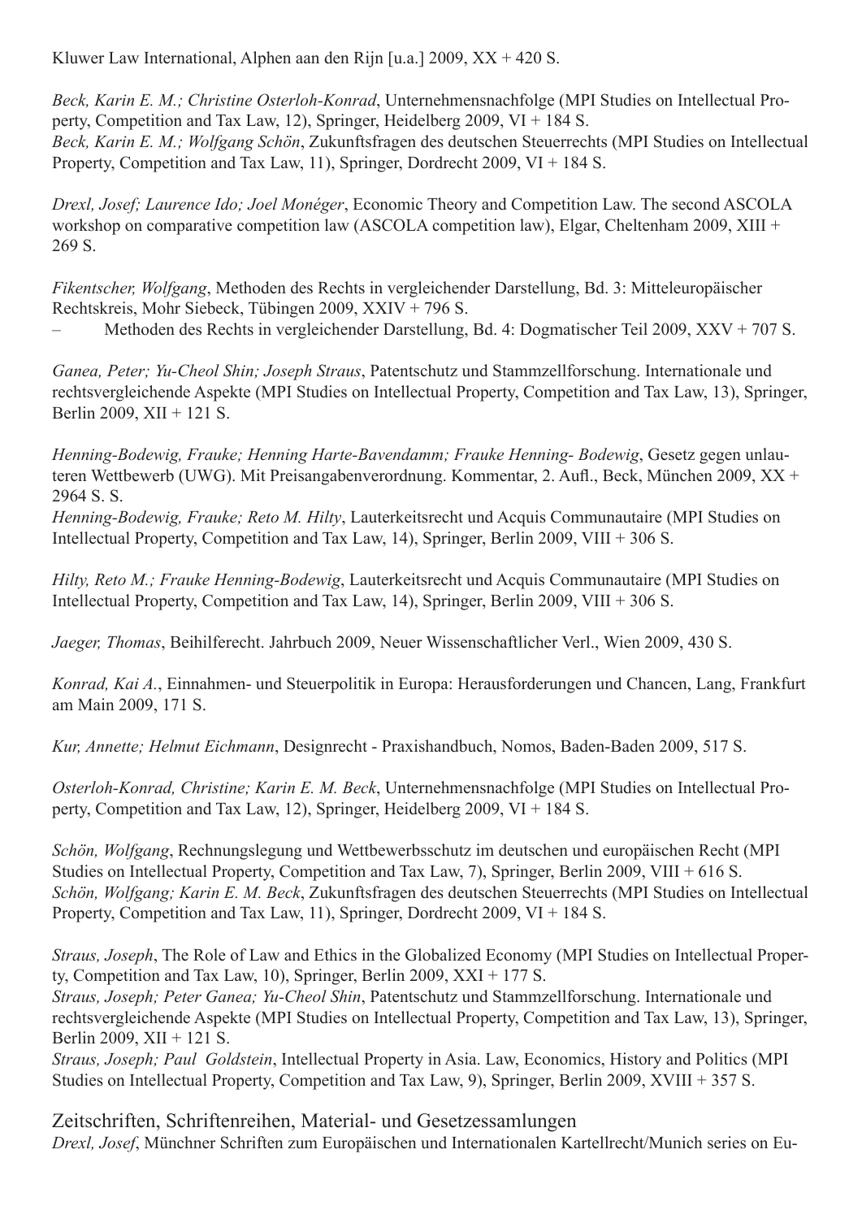Kluwer Law International, Alphen aan den Rijn [u.a.] 2009, XX + 420 S.

*Beck, Karin E. M.; Christine Osterloh-Konrad*, Unternehmensnachfolge (MPI Studies on Intellectual Property, Competition and Tax Law, 12), Springer, Heidelberg 2009, VI + 184 S.
*Beck, Karin E. M.; Wolfgang Schön*, Zukunftsfragen des deutschen Steuerrechts (MPI Studies on Intellectual Property, Competition and Tax Law, 11), Springer, Dordrecht 2009, VI + 184 S.

*Drexl, Josef; Laurence Ido; Joel Monéger*, Economic Theory and Competition Law. The second ASCOLA workshop on comparative competition law (ASCOLA competition law), Elgar, Cheltenham 2009, XIII + 269 S.

*Fikentscher, Wolfgang*, Methoden des Rechts in vergleichender Darstellung, Bd. 3: Mitteleuropäischer Rechtskreis, Mohr Siebeck, Tübingen 2009, XXIV + 796 S.
– Methoden des Rechts in vergleichender Darstellung, Bd. 4: Dogmatischer Teil 2009, XXV + 707 S.

*Ganea, Peter; Yu-Cheol Shin; Joseph Straus*, Patentschutz und Stammzellforschung. Internationale und rechtsvergleichende Aspekte (MPI Studies on Intellectual Property, Competition and Tax Law, 13), Springer, Berlin 2009, XII + 121 S.

*Henning-Bodewig, Frauke; Henning Harte-Bavendamm; Frauke Henning- Bodewig*, Gesetz gegen unlauteren Wettbewerb (UWG). Mit Preisangabenverordnung. Kommentar, 2. Aufl., Beck, München 2009, XX + 2964 S. S.
*Henning-Bodewig, Frauke; Reto M. Hilty*, Lauterkeitsrecht und Acquis Communautaire (MPI Studies on Intellectual Property, Competition and Tax Law, 14), Springer, Berlin 2009, VIII + 306 S.

*Hilty, Reto M.; Frauke Henning-Bodewig*, Lauterkeitsrecht und Acquis Communautaire (MPI Studies on Intellectual Property, Competition and Tax Law, 14), Springer, Berlin 2009, VIII + 306 S.

*Jaeger, Thomas*, Beihilferecht. Jahrbuch 2009, Neuer Wissenschaftlicher Verl., Wien 2009, 430 S.

*Konrad, Kai A.*, Einnahmen- und Steuerpolitik in Europa: Herausforderungen und Chancen, Lang, Frankfurt am Main 2009, 171 S.

*Kur, Annette; Helmut Eichmann*, Designrecht - Praxishandbuch, Nomos, Baden-Baden 2009, 517 S.

*Osterloh-Konrad, Christine; Karin E. M. Beck*, Unternehmensnachfolge (MPI Studies on Intellectual Property, Competition and Tax Law, 12), Springer, Heidelberg 2009, VI + 184 S.

*Schön, Wolfgang*, Rechnungslegung und Wettbewerbsschutz im deutschen und europäischen Recht (MPI Studies on Intellectual Property, Competition and Tax Law, 7), Springer, Berlin 2009, VIII + 616 S.
*Schön, Wolfgang; Karin E. M. Beck*, Zukunftsfragen des deutschen Steuerrechts (MPI Studies on Intellectual Property, Competition and Tax Law, 11), Springer, Dordrecht 2009, VI + 184 S.

*Straus, Joseph*, The Role of Law and Ethics in the Globalized Economy (MPI Studies on Intellectual Property, Competition and Tax Law, 10), Springer, Berlin 2009, XXI + 177 S.
*Straus, Joseph; Peter Ganea; Yu-Cheol Shin*, Patentschutz und Stammzellforschung. Internationale und rechtsvergleichende Aspekte (MPI Studies on Intellectual Property, Competition and Tax Law, 13), Springer, Berlin 2009, XII + 121 S.
*Straus, Joseph; Paul Goldstein*, Intellectual Property in Asia. Law, Economics, History and Politics (MPI Studies on Intellectual Property, Competition and Tax Law, 9), Springer, Berlin 2009, XVIII + 357 S.

## Zeitschriften, Schriftenreihen, Material- und Gesetzessammlungen

*Drexl, Josef*, Münchner Schriften zum Europäischen und Internationalen Kartellrecht/Munich series on Eu-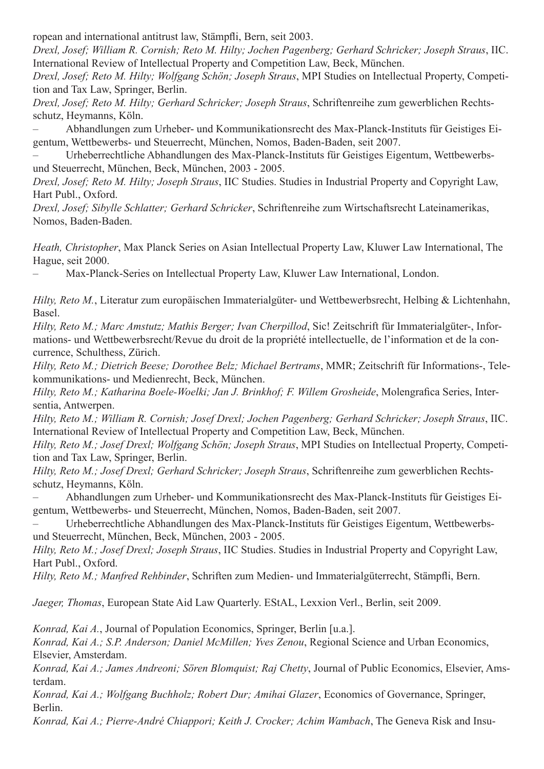ropean and international antitrust law, Stämpfli, Bern, seit 2003.

*Drexl, Josef; William R. Cornish; Reto M. Hilty; Jochen Pagenberg; Gerhard Schricker; Joseph Straus*, IIC. International Review of Intellectual Property and Competition Law, Beck, München.

*Drexl, Josef; Reto M. Hilty; Wolfgang Schön; Joseph Straus*, MPI Studies on Intellectual Property, Competition and Tax Law, Springer, Berlin.

*Drexl, Josef; Reto M. Hilty; Gerhard Schricker; Joseph Straus*, Schriftenreihe zum gewerblichen Rechtsschutz, Heymanns, Köln.

– Abhandlungen zum Urheber- und Kommunikationsrecht des Max-Planck-Instituts für Geistiges Eigentum, Wettbewerbs- und Steuerrecht, München, Nomos, Baden-Baden, seit 2007.

– Urheberrechtliche Abhandlungen des Max-Planck-Instituts für Geistiges Eigentum, Wettbewerbs- und Steuerrecht, München, Beck, München, 2003 - 2005.

*Drexl, Josef; Reto M. Hilty; Joseph Straus*, IIC Studies. Studies in Industrial Property and Copyright Law, Hart Publ., Oxford.

*Drexl, Josef; Sibylle Schlatter; Gerhard Schricker*, Schriftenreihe zum Wirtschaftsrecht Lateinamerikas, Nomos, Baden-Baden.

*Heath, Christopher*, Max Planck Series on Asian Intellectual Property Law, Kluwer Law International, The Hague, seit 2000.

– Max-Planck-Series on Intellectual Property Law, Kluwer Law International, London.

*Hilty, Reto M.*, Literatur zum europäischen Immaterialgüter- und Wettbewerbsrecht, Helbing & Lichtenhahn, Basel.

*Hilty, Reto M.; Marc Amstutz; Mathis Berger; Ivan Cherpillod*, Sic! Zeitschrift für Immaterialgüter-, Informations- und Wettbewerbsrecht/Revue du droit de la propriété intellectuelle, de l'information et de la concurrence, Schulthess, Zürich.

*Hilty, Reto M.; Dietrich Beese; Dorothee Belz; Michael Bertrams*, MMR; Zeitschrift für Informations-, Telekommunikations- und Medienrecht, Beck, München.

*Hilty, Reto M.; Katharina Boele-Woelki; Jan J. Brinkhof; F. Willem Grosheide*, Molengrafica Series, Intersentia, Antwerpen.

*Hilty, Reto M.; William R. Cornish; Josef Drexl; Jochen Pagenberg; Gerhard Schricker; Joseph Straus*, IIC. International Review of Intellectual Property and Competition Law, Beck, München.

*Hilty, Reto M.; Josef Drexl; Wolfgang Schön; Joseph Straus*, MPI Studies on Intellectual Property, Competition and Tax Law, Springer, Berlin.

*Hilty, Reto M.; Josef Drexl; Gerhard Schricker; Joseph Straus*, Schriftenreihe zum gewerblichen Rechtsschutz, Heymanns, Köln.

– Abhandlungen zum Urheber- und Kommunikationsrecht des Max-Planck-Instituts für Geistiges Eigentum, Wettbewerbs- und Steuerrecht, München, Nomos, Baden-Baden, seit 2007.

– Urheberrechtliche Abhandlungen des Max-Planck-Instituts für Geistiges Eigentum, Wettbewerbs- und Steuerrecht, München, Beck, München, 2003 - 2005.

*Hilty, Reto M.; Josef Drexl; Joseph Straus*, IIC Studies. Studies in Industrial Property and Copyright Law, Hart Publ., Oxford.

*Hilty, Reto M.; Manfred Rehbinder*, Schriften zum Medien- und Immaterialgüterrecht, Stämpfli, Bern.

*Jaeger, Thomas*, European State Aid Law Quarterly. EStAL, Lexxion Verl., Berlin, seit 2009.

*Konrad, Kai A.*, Journal of Population Economics, Springer, Berlin [u.a.].

*Konrad, Kai A.; S.P. Anderson; Daniel McMillen; Yves Zenou*, Regional Science and Urban Economics, Elsevier, Amsterdam.

*Konrad, Kai A.; James Andreoni; Sören Blomquist; Raj Chetty*, Journal of Public Economics, Elsevier, Amsterdam.

*Konrad, Kai A.; Wolfgang Buchholz; Robert Dur; Amihai Glazer*, Economics of Governance, Springer, Berlin.

*Konrad, Kai A.; Pierre-André Chiappori; Keith J. Crocker; Achim Wambach*, The Geneva Risk and Insu-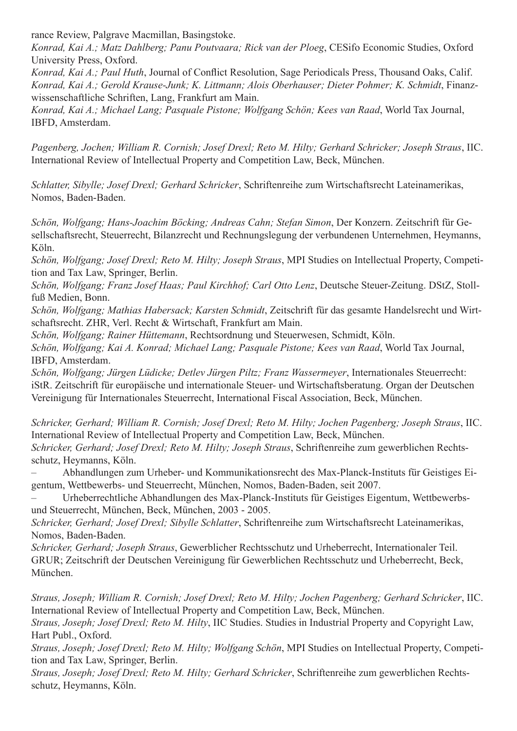rance Review, Palgrave Macmillan, Basingstoke.

*Konrad, Kai A.; Matz Dahlberg; Panu Poutvaara; Rick van der Ploeg*, CESifo Economic Studies, Oxford University Press, Oxford.

*Konrad, Kai A.; Paul Huth*, Journal of Conflict Resolution, Sage Periodicals Press, Thousand Oaks, Calif.

*Konrad, Kai A.; Gerold Krause-Junk; K. Littmann; Alois Oberhauser; Dieter Pohmer; K. Schmidt*, Finanzwissenschaftliche Schriften, Lang, Frankfurt am Main.

*Konrad, Kai A.; Michael Lang; Pasquale Pistone; Wolfgang Schön; Kees van Raad*, World Tax Journal, IBFD, Amsterdam.

*Pagenberg, Jochen; William R. Cornish; Josef Drexl; Reto M. Hilty; Gerhard Schricker; Joseph Straus*, IIC. International Review of Intellectual Property and Competition Law, Beck, München.

*Schlatter, Sibylle; Josef Drexl; Gerhard Schricker*, Schriftenreihe zum Wirtschaftsrecht Lateinamerikas, Nomos, Baden-Baden.

*Schön, Wolfgang; Hans-Joachim Böcking; Andreas Cahn; Stefan Simon*, Der Konzern. Zeitschrift für Gesellschaftsrecht, Steuerrecht, Bilanzrecht und Rechnungslegung der verbundenen Unternehmen, Heymanns, Köln.

*Schön, Wolfgang; Josef Drexl; Reto M. Hilty; Joseph Straus*, MPI Studies on Intellectual Property, Competition and Tax Law, Springer, Berlin.

*Schön, Wolfgang; Franz Josef Haas; Paul Kirchhof; Carl Otto Lenz*, Deutsche Steuer-Zeitung. DStZ, Stollfuß Medien, Bonn.

*Schön, Wolfgang; Mathias Habersack; Karsten Schmidt*, Zeitschrift für das gesamte Handelsrecht und Wirtschaftsrecht. ZHR, Verl. Recht & Wirtschaft, Frankfurt am Main.

*Schön, Wolfgang; Rainer Hüttemann*, Rechtsordnung und Steuerwesen, Schmidt, Köln.

*Schön, Wolfgang; Kai A. Konrad; Michael Lang; Pasquale Pistone; Kees van Raad*, World Tax Journal, IBFD, Amsterdam.

*Schön, Wolfgang; Jürgen Lüdicke; Detlev Jürgen Piltz; Franz Wassermeyer*, Internationales Steuerrecht: iStR. Zeitschrift für europäische und internationale Steuer- und Wirtschaftsberatung. Organ der Deutschen Vereinigung für Internationales Steuerrecht, International Fiscal Association, Beck, München.

*Schricker, Gerhard; William R. Cornish; Josef Drexl; Reto M. Hilty; Jochen Pagenberg; Joseph Straus*, IIC. International Review of Intellectual Property and Competition Law, Beck, München.

*Schricker, Gerhard; Josef Drexl; Reto M. Hilty; Joseph Straus*, Schriftenreihe zum gewerblichen Rechtsschutz, Heymanns, Köln.

– Abhandlungen zum Urheber- und Kommunikationsrecht des Max-Planck-Instituts für Geistiges Eigentum, Wettbewerbs- und Steuerrecht, München, Nomos, Baden-Baden, seit 2007.

– Urheberrechtliche Abhandlungen des Max-Planck-Instituts für Geistiges Eigentum, Wettbewerbs- und Steuerrecht, München, Beck, München, 2003 - 2005.

*Schricker, Gerhard; Josef Drexl; Sibylle Schlatter*, Schriftenreihe zum Wirtschaftsrecht Lateinamerikas, Nomos, Baden-Baden.

*Schricker, Gerhard; Joseph Straus*, Gewerblicher Rechtsschutz und Urheberrecht, Internationaler Teil. GRUR; Zeitschrift der Deutschen Vereinigung für Gewerblichen Rechtsschutz und Urheberrecht, Beck, München.

*Straus, Joseph; William R. Cornish; Josef Drexl; Reto M. Hilty; Jochen Pagenberg; Gerhard Schricker*, IIC. International Review of Intellectual Property and Competition Law, Beck, München.

*Straus, Joseph; Josef Drexl; Reto M. Hilty*, IIC Studies. Studies in Industrial Property and Copyright Law, Hart Publ., Oxford.

*Straus, Joseph; Josef Drexl; Reto M. Hilty; Wolfgang Schön*, MPI Studies on Intellectual Property, Competition and Tax Law, Springer, Berlin.

*Straus, Joseph; Josef Drexl; Reto M. Hilty; Gerhard Schricker*, Schriftenreihe zum gewerblichen Rechtsschutz, Heymanns, Köln.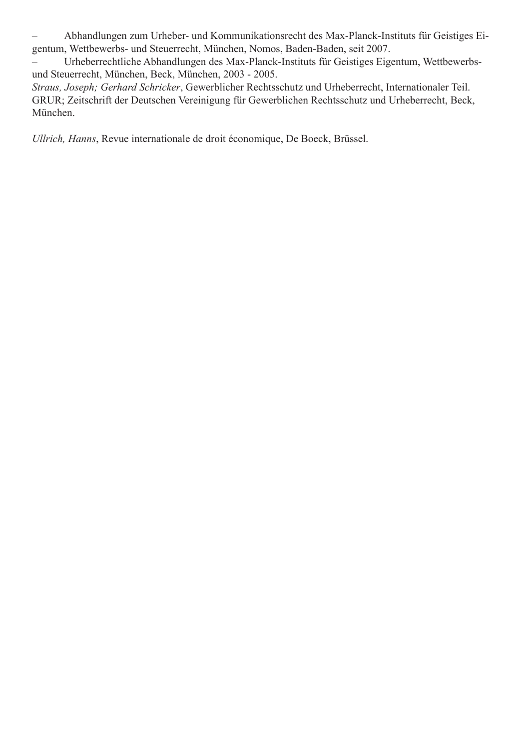– Abhandlungen zum Urheber- und Kommunikationsrecht des Max-Planck-Instituts für Geistiges Eigentum, Wettbewerbs- und Steuerrecht, München, Nomos, Baden-Baden, seit 2007.

– Urheberrechtliche Abhandlungen des Max-Planck-Instituts für Geistiges Eigentum, Wettbewerbs- und Steuerrecht, München, Beck, München, 2003 - 2005.

*Straus, Joseph; Gerhard Schricker*, Gewerblicher Rechtsschutz und Urheberrecht, Internationaler Teil. GRUR; Zeitschrift der Deutschen Vereinigung für Gewerblichen Rechtsschutz und Urheberrecht, Beck, München.

*Ullrich, Hanns*, Revue internationale de droit économique, De Boeck, Brüssel.